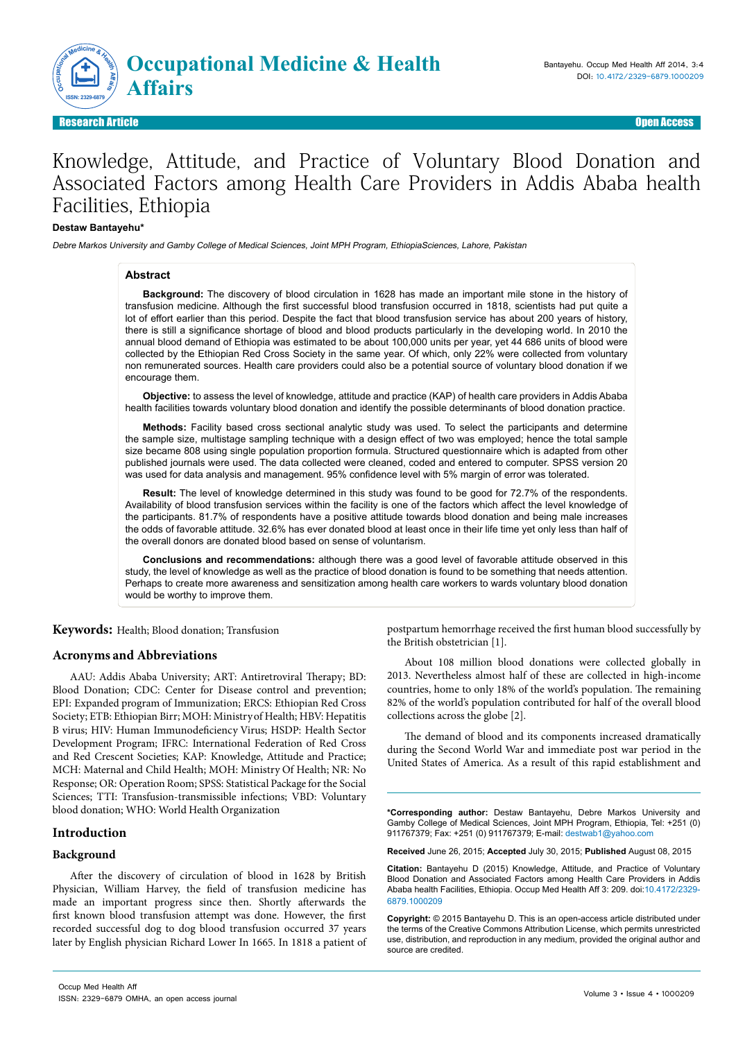Research Article | Open Access

# Knowledge, Attitude, and Practice of Voluntary Blood Donation and Associated Factors among Health Care Providers in Addis Ababa health Facilities, Ethiopia

**Destaw Bantayehu***

*Debre Markos University and Gamby College of Medical Sciences, Joint MPH Program, EthiopiaSciences, Lahore, Pakistan*

## Abstract

**Background:** The discovery of blood circulation in 1628 has made an important mile stone in the history of transfusion medicine. Although the first successful blood transfusion occurred in 1818, scientists had put quite a lot of effort earlier than this period. Despite the fact that blood transfusion service has about 200 years of history, there is still a significance shortage of blood and blood products particularly in the developing world. In 2010 the annual blood demand of Ethiopia was estimated to be about 100,000 units per year, yet 44 686 units of blood were collected by the Ethiopian Red Cross Society in the same year. Of which, only 22% were collected from voluntary non remunerated sources. Health care providers could also be a potential source of voluntary blood donation if we encourage them.

**Objective:** to assess the level of knowledge, attitude and practice (KAP) of health care providers in Addis Ababa health facilities towards voluntary blood donation and identify the possible determinants of blood donation practice.

**Methods:** Facility based cross sectional analytic study was used. To select the participants and determine the sample size, multistage sampling technique with a design effect of two was employed; hence the total sample size became 808 using single population proportion formula. Structured questionnaire which is adapted from other published journals were used. The data collected were cleaned, coded and entered to computer. SPSS version 20 was used for data analysis and management. 95% confidence level with 5% margin of error was tolerated.

**Result:** The level of knowledge determined in this study was found to be good for 72.7% of the respondents. Availability of blood transfusion services within the facility is one of the factors which affect the level knowledge of the participants. 81.7% of respondents have a positive attitude towards blood donation and being male increases the odds of favorable attitude. 32.6% has ever donated blood at least once in their life time yet only less than half of the overall donors are donated blood based on sense of voluntarism.

**Conclusions and recommendations:** although there was a good level of favorable attitude observed in this study, the level of knowledge as well as the practice of blood donation is found to be something that needs attention. Perhaps to create more awareness and sensitization among health care workers to wards voluntary blood donation would be worthy to improve them.

**Keywords:** Health; Blood donation; Transfusion

## Acronyms and Abbreviations

AAU: Addis Ababa University; ART: Antiretroviral Therapy; BD: Blood Donation; CDC: Center for Disease control and prevention; EPI: Expanded program of Immunization; ERCS: Ethiopian Red Cross Society; ETB: Ethiopian Birr; MOH: Ministry of Health; HBV: Hepatitis B virus; HIV: Human Immunodeficiency Virus; HSDP: Health Sector Development Program; IFRC: International Federation of Red Cross and Red Crescent Societies; KAP: Knowledge, Attitude and Practice; MCH: Maternal and Child Health; MOH: Ministry Of Health; NR: No Response; OR: Operation Room; SPSS: Statistical Package for the Social Sciences; TTI: Transfusion-transmissible infections; VBD: Voluntary blood donation; WHO: World Health Organization

## Introduction

### Background

After the discovery of circulation of blood in 1628 by British Physician, William Harvey, the field of transfusion medicine has made an important progress since then. Shortly afterwards the first known blood transfusion attempt was done. However, the first recorded successful dog to dog blood transfusion occurred 37 years later by English physician Richard Lower In 1665. In 1818 a patient of postpartum hemorrhage received the first human blood successfully by the British obstetrician [1].

About 108 million blood donations were collected globally in 2013. Nevertheless almost half of these are collected in high-income countries, home to only 18% of the world's population. The remaining 82% of the world's population contributed for half of the overall blood collections across the globe [2].

The demand of blood and its components increased dramatically during the Second World War and immediate post war period in the United States of America. As a result of this rapid establishment and

---

***Corresponding author:** Destaw Bantayehu, Debre Markos University and Gamby College of Medical Sciences, Joint MPH Program, Ethiopia, Tel: +251 (0) 911767379; Fax: +251 (0) 911767379; E-mail: destwab1@yahoo.com

**Received** June 26, 2015; **Accepted** July 30, 2015; **Published** August 08, 2015

**Citation:** Bantayehu D (2015) Knowledge, Attitude, and Practice of Voluntary Blood Donation and Associated Factors among Health Care Providers in Addis Ababa health Facilities, Ethiopia. Occup Med Health Aff 3: 209. doi:10.4172/2329-6879.1000209

**Copyright:** © 2015 Bantayehu D. This is an open-access article distributed under the terms of the Creative Commons Attribution License, which permits unrestricted use, distribution, and reproduction in any medium, provided the original author and source are credited.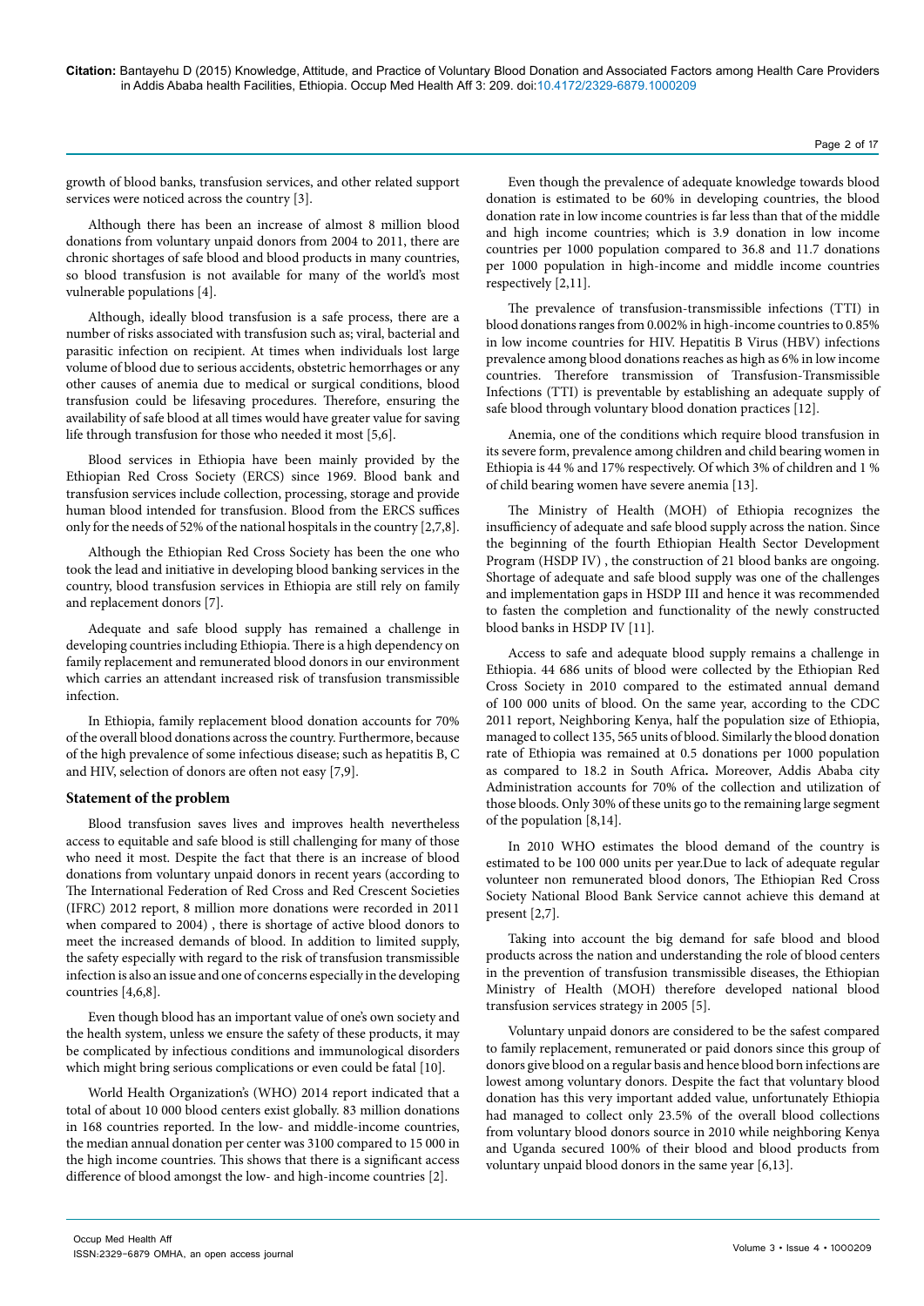growth of blood banks, transfusion services, and other related support services were noticed across the country [3].

Although there has been an increase of almost 8 million blood donations from voluntary unpaid donors from 2004 to 2011, there are chronic shortages of safe blood and blood products in many countries, so blood transfusion is not available for many of the world's most vulnerable populations [4].

Although, ideally blood transfusion is a safe process, there are a number of risks associated with transfusion such as; viral, bacterial and parasitic infection on recipient. At times when individuals lost large volume of blood due to serious accidents, obstetric hemorrhages or any other causes of anemia due to medical or surgical conditions, blood transfusion could be lifesaving procedures. Therefore, ensuring the availability of safe blood at all times would have greater value for saving life through transfusion for those who needed it most [5,6].

Blood services in Ethiopia have been mainly provided by the Ethiopian Red Cross Society (ERCS) since 1969. Blood bank and transfusion services include collection, processing, storage and provide human blood intended for transfusion. Blood from the ERCS suffices only for the needs of 52% of the national hospitals in the country [2,7,8].

Although the Ethiopian Red Cross Society has been the one who took the lead and initiative in developing blood banking services in the country, blood transfusion services in Ethiopia are still rely on family and replacement donors [7].

Adequate and safe blood supply has remained a challenge in developing countries including Ethiopia. There is a high dependency on family replacement and remunerated blood donors in our environment which carries an attendant increased risk of transfusion transmissible infection.

In Ethiopia, family replacement blood donation accounts for 70% of the overall blood donations across the country. Furthermore, because of the high prevalence of some infectious disease; such as hepatitis B, C and HIV, selection of donors are often not easy [7,9].

### Statement of the problem

Blood transfusion saves lives and improves health nevertheless access to equitable and safe blood is still challenging for many of those who need it most. Despite the fact that there is an increase of blood donations from voluntary unpaid donors in recent years (according to The International Federation of Red Cross and Red Crescent Societies (IFRC) 2012 report, 8 million more donations were recorded in 2011 when compared to 2004) , there is shortage of active blood donors to meet the increased demands of blood. In addition to limited supply, the safety especially with regard to the risk of transfusion transmissible infection is also an issue and one of concerns especially in the developing countries [4,6,8].

Even though blood has an important value of one's own society and the health system, unless we ensure the safety of these products, it may be complicated by infectious conditions and immunological disorders which might bring serious complications or even could be fatal [10].

World Health Organization's (WHO) 2014 report indicated that a total of about 10 000 blood centers exist globally. 83 million donations in 168 countries reported. In the low- and middle-income countries, the median annual donation per center was 3100 compared to 15 000 in the high income countries. This shows that there is a significant access difference of blood amongst the low- and high-income countries [2].

Even though the prevalence of adequate knowledge towards blood donation is estimated to be 60% in developing countries, the blood donation rate in low income countries is far less than that of the middle and high income countries; which is 3.9 donation in low income countries per 1000 population compared to 36.8 and 11.7 donations per 1000 population in high-income and middle income countries respectively [2,11].

The prevalence of transfusion-transmissible infections (TTI) in blood donations ranges from 0.002% in high-income countries to 0.85% in low income countries for HIV. Hepatitis B Virus (HBV) infections prevalence among blood donations reaches as high as 6% in low income countries. Therefore transmission of Transfusion-Transmissible Infections (TTI) is preventable by establishing an adequate supply of safe blood through voluntary blood donation practices [12].

Anemia, one of the conditions which require blood transfusion in its severe form, prevalence among children and child bearing women in Ethiopia is 44 % and 17% respectively. Of which 3% of children and 1 % of child bearing women have severe anemia [13].

The Ministry of Health (MOH) of Ethiopia recognizes the insufficiency of adequate and safe blood supply across the nation. Since the beginning of the fourth Ethiopian Health Sector Development Program (HSDP IV) , the construction of 21 blood banks are ongoing. Shortage of adequate and safe blood supply was one of the challenges and implementation gaps in HSDP III and hence it was recommended to fasten the completion and functionality of the newly constructed blood banks in HSDP IV [11].

Access to safe and adequate blood supply remains a challenge in Ethiopia. 44 686 units of blood were collected by the Ethiopian Red Cross Society in 2010 compared to the estimated annual demand of 100 000 units of blood. On the same year, according to the CDC 2011 report, Neighboring Kenya, half the population size of Ethiopia, managed to collect 135, 565 units of blood. Similarly the blood donation rate of Ethiopia was remained at 0.5 donations per 1000 population as compared to 18.2 in South Africa**.** Moreover, Addis Ababa city Administration accounts for 70% of the collection and utilization of those bloods. Only 30% of these units go to the remaining large segment of the population [8,14].

In 2010 WHO estimates the blood demand of the country is estimated to be 100 000 units per year.Due to lack of adequate regular volunteer non remunerated blood donors, The Ethiopian Red Cross Society National Blood Bank Service cannot achieve this demand at present [2,7].

Taking into account the big demand for safe blood and blood products across the nation and understanding the role of blood centers in the prevention of transfusion transmissible diseases, the Ethiopian Ministry of Health (MOH) therefore developed national blood transfusion services strategy in 2005 [5].

Voluntary unpaid donors are considered to be the safest compared to family replacement, remunerated or paid donors since this group of donors give blood on a regular basis and hence blood born infections are lowest among voluntary donors. Despite the fact that voluntary blood donation has this very important added value, unfortunately Ethiopia had managed to collect only 23.5% of the overall blood collections from voluntary blood donors source in 2010 while neighboring Kenya and Uganda secured 100% of their blood and blood products from voluntary unpaid blood donors in the same year [6,13].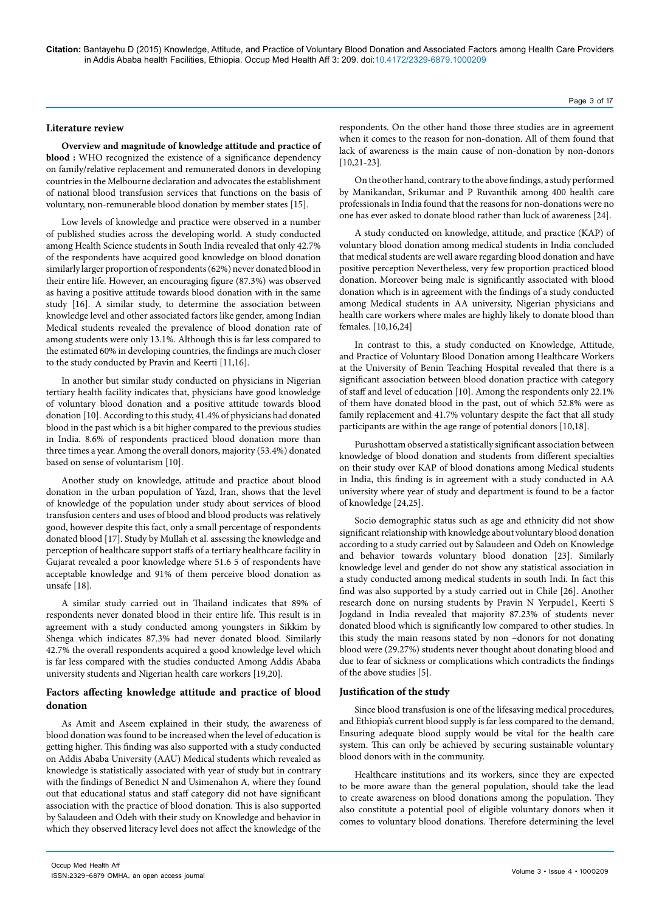## Literature review

**Overview and magnitude of knowledge attitude and practice of blood :** WHO recognized the existence of a significance dependency on family/relative replacement and remunerated donors in developing countries in the Melbourne declaration and advocates the establishment of national blood transfusion services that functions on the basis of voluntary, non-remunerable blood donation by member states [15].

Low levels of knowledge and practice were observed in a number of published studies across the developing world. A study conducted among Health Science students in South India revealed that only 42.7% of the respondents have acquired good knowledge on blood donation similarly larger proportion of respondents (62%) never donated blood in their entire life. However, an encouraging figure (87.3%) was observed as having a positive attitude towards blood donation with in the same study [16]. A similar study, to determine the association between knowledge level and other associated factors like gender, among Indian Medical students revealed the prevalence of blood donation rate of among students were only 13.1%. Although this is far less compared to the estimated 60% in developing countries, the findings are much closer to the study conducted by Pravin and Keerti [11,16].

In another but similar study conducted on physicians in Nigerian tertiary health facility indicates that, physicians have good knowledge of voluntary blood donation and a positive attitude towards blood donation [10]. According to this study, 41.4% of physicians had donated blood in the past which is a bit higher compared to the previous studies in India. 8.6% of respondents practiced blood donation more than three times a year. Among the overall donors, majority (53.4%) donated based on sense of voluntarism [10].

Another study on knowledge, attitude and practice about blood donation in the urban population of Yazd, Iran, shows that the level of knowledge of the population under study about services of blood transfusion centers and uses of blood and blood products was relatively good, however despite this fact, only a small percentage of respondents donated blood [17]. Study by Mullah et al. assessing the knowledge and perception of healthcare support staffs of a tertiary healthcare facility in Gujarat revealed a poor knowledge where 51.6 5 of respondents have acceptable knowledge and 91% of them perceive blood donation as unsafe [18].

A similar study carried out in Thailand indicates that 89% of respondents never donated blood in their entire life. This result is in agreement with a study conducted among youngsters in Sikkim by Shenga which indicates 87.3% had never donated blood. Similarly 42.7% the overall respondents acquired a good knowledge level which is far less compared with the studies conducted Among Addis Ababa university students and Nigerian health care workers [19,20].

## Factors affecting knowledge attitude and practice of blood donation

As Amit and Aseem explained in their study, the awareness of blood donation was found to be increased when the level of education is getting higher. This finding was also supported with a study conducted on Addis Ababa University (AAU) Medical students which revealed as knowledge is statistically associated with year of study but in contrary with the findings of Benedict N and Usimenahon A, where they found out that educational status and staff category did not have significant association with the practice of blood donation. This is also supported by Salaudeen and Odeh with their study on Knowledge and behavior in which they observed literacy level does not affect the knowledge of the respondents. On the other hand those three studies are in agreement when it comes to the reason for non-donation. All of them found that lack of awareness is the main cause of non-donation by non-donors [10,21-23].

On the other hand, contrary to the above findings, a study performed by Manikandan, Srikumar and P Ruvanthik among 400 health care professionals in India found that the reasons for non-donations were no one has ever asked to donate blood rather than luck of awareness [24].

A study conducted on knowledge, attitude, and practice (KAP) of voluntary blood donation among medical students in India concluded that medical students are well aware regarding blood donation and have positive perception Nevertheless, very few proportion practiced blood donation. Moreover being male is significantly associated with blood donation which is in agreement with the findings of a study conducted among Medical students in AA university, Nigerian physicians and health care workers where males are highly likely to donate blood than females. [10,16,24]

In contrast to this, a study conducted on Knowledge, Attitude, and Practice of Voluntary Blood Donation among Healthcare Workers at the University of Benin Teaching Hospital revealed that there is a significant association between blood donation practice with category of staff and level of education [10]. Among the respondents only 22.1% of them have donated blood in the past, out of which 52.8% were as family replacement and 41.7% voluntary despite the fact that all study participants are within the age range of potential donors [10,18].

Purushottam observed a statistically significant association between knowledge of blood donation and students from different specialties on their study over KAP of blood donations among Medical students in India, this finding is in agreement with a study conducted in AA university where year of study and department is found to be a factor of knowledge [24,25].

Socio demographic status such as age and ethnicity did not show significant relationship with knowledge about voluntary blood donation according to a study carried out by Salaudeen and Odeh on Knowledge and behavior towards voluntary blood donation [23]. Similarly knowledge level and gender do not show any statistical association in a study conducted among medical students in south Indi. In fact this find was also supported by a study carried out in Chile [26]. Another research done on nursing students by Pravin N Yerpude1, Keerti S Jogdand in India revealed that majority 87.23% of students never donated blood which is significantly low compared to other studies. In this study the main reasons stated by non –donors for not donating blood were (29.27%) students never thought about donating blood and due to fear of sickness or complications which contradicts the findings of the above studies [5].

## Justification of the study

Since blood transfusion is one of the lifesaving medical procedures, and Ethiopia's current blood supply is far less compared to the demand, Ensuring adequate blood supply would be vital for the health care system. This can only be achieved by securing sustainable voluntary blood donors with in the community.

Healthcare institutions and its workers, since they are expected to be more aware than the general population, should take the lead to create awareness on blood donations among the population. They also constitute a potential pool of eligible voluntary donors when it comes to voluntary blood donations. Therefore determining the level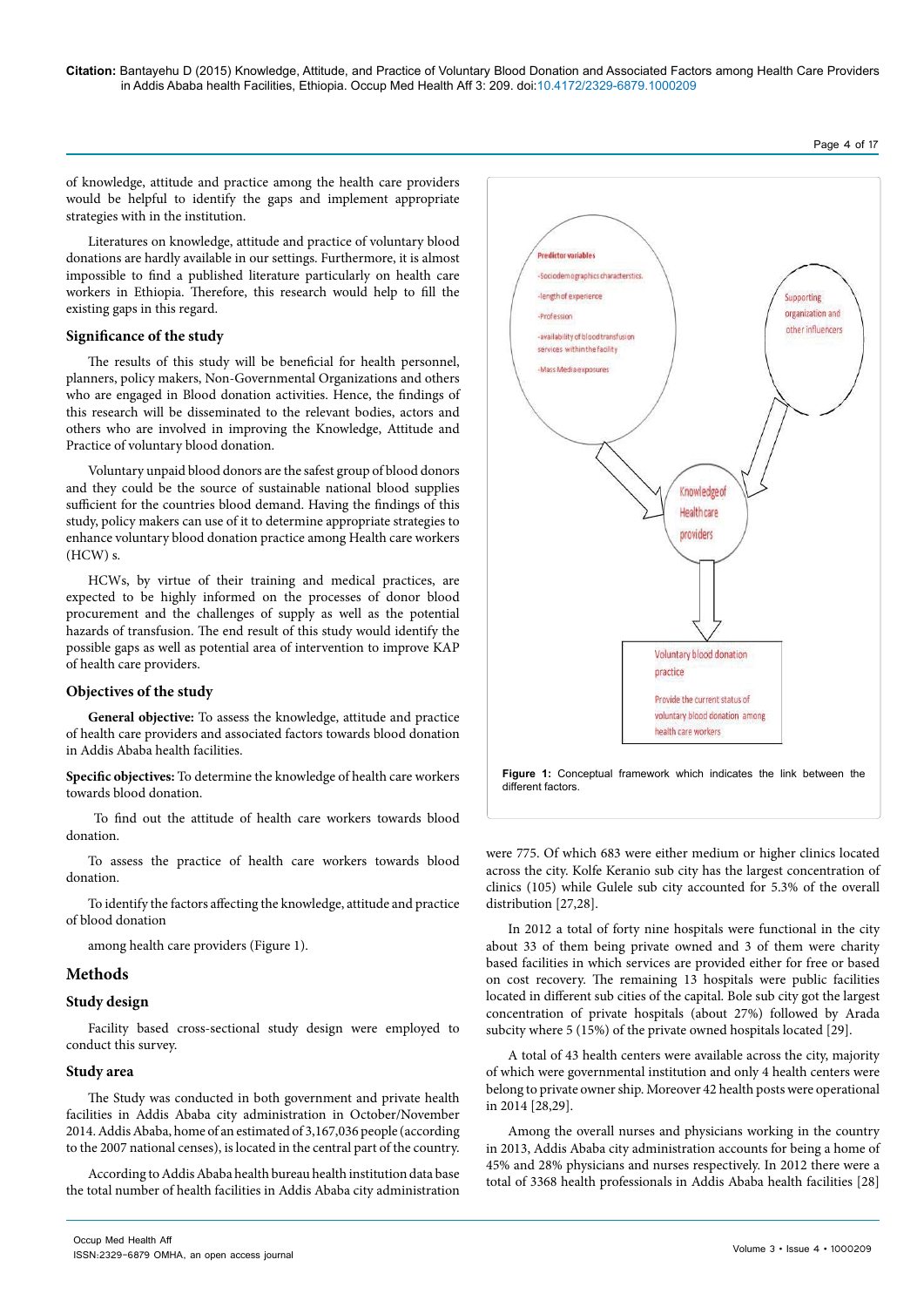of knowledge, attitude and practice among the health care providers would be helpful to identify the gaps and implement appropriate strategies with in the institution.

Literatures on knowledge, attitude and practice of voluntary blood donations are hardly available in our settings. Furthermore, it is almost impossible to find a published literature particularly on health care workers in Ethiopia. Therefore, this research would help to fill the existing gaps in this regard.

### Significance of the study

The results of this study will be beneficial for health personnel, planners, policy makers, Non-Governmental Organizations and others who are engaged in Blood donation activities. Hence, the findings of this research will be disseminated to the relevant bodies, actors and others who are involved in improving the Knowledge, Attitude and Practice of voluntary blood donation.

Voluntary unpaid blood donors are the safest group of blood donors and they could be the source of sustainable national blood supplies sufficient for the countries blood demand. Having the findings of this study, policy makers can use of it to determine appropriate strategies to enhance voluntary blood donation practice among Health care workers (HCW) s.

HCWs, by virtue of their training and medical practices, are expected to be highly informed on the processes of donor blood procurement and the challenges of supply as well as the potential hazards of transfusion. The end result of this study would identify the possible gaps as well as potential area of intervention to improve KAP of health care providers.

### Objectives of the study

**General objective:** To assess the knowledge, attitude and practice of health care providers and associated factors towards blood donation in Addis Ababa health facilities.

**Specific objectives:** To determine the knowledge of health care workers towards blood donation.

To find out the attitude of health care workers towards blood donation.

To assess the practice of health care workers towards blood donation.

To identify the factors affecting the knowledge, attitude and practice of blood donation

among health care providers (Figure 1).

## Methods

### Study design

Facility based cross-sectional study design were employed to conduct this survey.

### Study area

The Study was conducted in both government and private health facilities in Addis Ababa city administration in October/November 2014. Addis Ababa, home of an estimated of 3,167,036 people (according to the 2007 national censes), is located in the central part of the country.

According to Addis Ababa health bureau health institution data base the total number of health facilities in Addis Ababa city administration were 775. Of which 683 were either medium or higher clinics located across the city. Kolfe Keranio sub city has the largest concentration of clinics (105) while Gulele sub city accounted for 5.3% of the overall distribution [27,28].

Predictor variables
-Sociodemographics characterstics
-length of experience
-Profession
-availability of blood transfusion services within the facility
-Mass Media exposures

Supporting organization and other influencers

Knowledge of Health care providers

Voluntary blood donation practice
Provide the current status of voluntary blood donation among health care workers

Figure 1: Conceptual framework which indicates the link between the different factors.

In 2012 a total of forty nine hospitals were functional in the city about 33 of them being private owned and 3 of them were charity based facilities in which services are provided either for free or based on cost recovery. The remaining 13 hospitals were public facilities located in different sub cities of the capital. Bole sub city got the largest concentration of private hospitals (about 27%) followed by Arada subcity where 5 (15%) of the private owned hospitals located [29].

A total of 43 health centers were available across the city, majority of which were governmental institution and only 4 health centers were belong to private owner ship. Moreover 42 health posts were operational in 2014 [28,29].

Among the overall nurses and physicians working in the country in 2013, Addis Ababa city administration accounts for being a home of 45% and 28% physicians and nurses respectively. In 2012 there were a total of 3368 health professionals in Addis Ababa health facilities [28]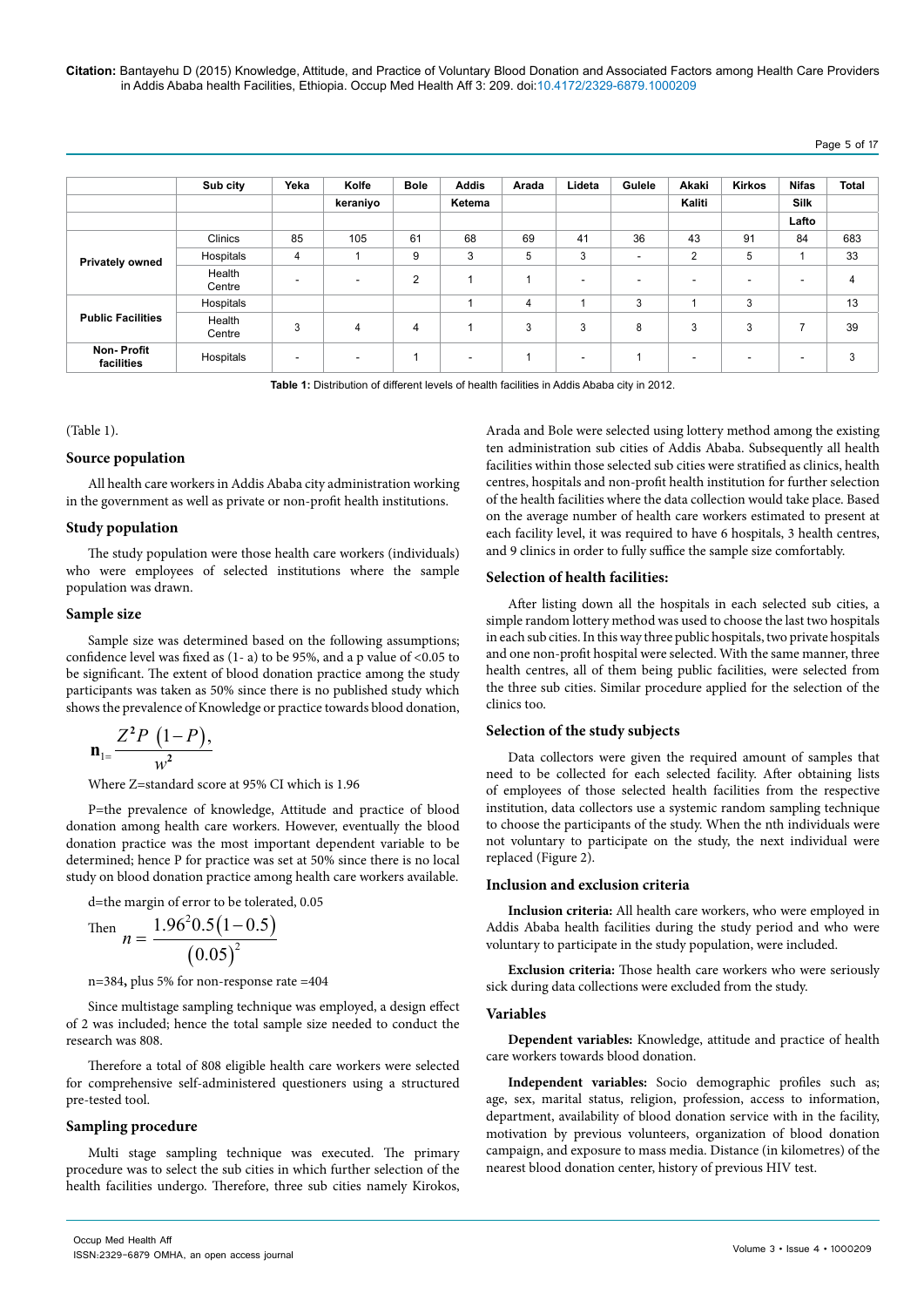| | Sub city | Yeka | Kolfe keraniyo | Bole | Addis Ketema | Arada | Lideta | Gulele | Akaki Kaliti | Kirkos | Nifas Silk Lafto | Total |
|---|---|---|---|---|---|---|---|---|---|---|---|---|
| Privately owned | Clinics | 85 | 105 | 61 | 68 | 69 | 41 | 36 | 43 | 91 | 84 | 683 |
| | Hospitals | 4 | 1 | 9 | 3 | 5 | 3 | - | 2 | 5 | 1 | 33 |
| | Health Centre | - | - | 2 | 1 | 1 | - | - | - | - | - | 4 |
| Public Facilities | Hospitals | | | | 1 | 4 | 1 | 3 | 1 | 3 | | 13 |
| | Health Centre | 3 | 4 | 4 | 1 | 3 | 3 | 8 | 3 | 3 | 7 | 39 |
| Non- Profit facilities | Hospitals | - | - | 1 | - | 1 | - | 1 | - | - | - | 3 |

**Table 1:** Distribution of different levels of health facilities in Addis Ababa city in 2012.

(Table 1).

### Source population

All health care workers in Addis Ababa city administration working in the government as well as private or non-profit health institutions.

### Study population

The study population were those health care workers (individuals) who were employees of selected institutions where the sample population was drawn.

### Sample size

Sample size was determined based on the following assumptions; confidence level was fixed as (1- a) to be 95%, and a p value of <0.05 to be significant. The extent of blood donation practice among the study participants was taken as 50% since there is no published study which shows the prevalence of Knowledge or practice towards blood donation,

$$\mathbf{n}_{1=}\frac{Z^2P\ (1-P),}{w^2}$$

Where Z=standard score at 95% CI which is 1.96

P=the prevalence of knowledge, Attitude and practice of blood donation among health care workers. However, eventually the blood donation practice was the most important dependent variable to be determined; hence P for practice was set at 50% since there is no local study on blood donation practice among health care workers available.

d=the margin of error to be tolerated, 0.05

Then $$n=\frac{1.96^2 0.5(1-0.5)}{(0.05)^2}$$

n=384**,** plus 5% for non-response rate =404

Since multistage sampling technique was employed, a design effect of 2 was included; hence the total sample size needed to conduct the research was 808.

Therefore a total of 808 eligible health care workers were selected for comprehensive self-administered questioners using a structured pre-tested tool.

### Sampling procedure

Multi stage sampling technique was executed. The primary procedure was to select the sub cities in which further selection of the health facilities undergo. Therefore, three sub cities namely Kirokos, Arada and Bole were selected using lottery method among the existing ten administration sub cities of Addis Ababa. Subsequently all health facilities within those selected sub cities were stratified as clinics, health centres, hospitals and non-profit health institution for further selection of the health facilities where the data collection would take place. Based on the average number of health care workers estimated to present at each facility level, it was required to have 6 hospitals, 3 health centres, and 9 clinics in order to fully suffice the sample size comfortably.

### Selection of health facilities:

After listing down all the hospitals in each selected sub cities, a simple random lottery method was used to choose the last two hospitals in each sub cities. In this way three public hospitals, two private hospitals and one non-profit hospital were selected. With the same manner, three health centres, all of them being public facilities, were selected from the three sub cities. Similar procedure applied for the selection of the clinics too.

### Selection of the study subjects

Data collectors were given the required amount of samples that need to be collected for each selected facility. After obtaining lists of employees of those selected health facilities from the respective institution, data collectors use a systemic random sampling technique to choose the participants of the study. When the nth individuals were not voluntary to participate on the study, the next individual were replaced (Figure 2).

### Inclusion and exclusion criteria

**Inclusion criteria:** All health care workers, who were employed in Addis Ababa health facilities during the study period and who were voluntary to participate in the study population, were included.

**Exclusion criteria:** Those health care workers who were seriously sick during data collections were excluded from the study.

### Variables

**Dependent variables:** Knowledge, attitude and practice of health care workers towards blood donation.

**Independent variables:** Socio demographic profiles such as; age, sex, marital status, religion, profession, access to information, department, availability of blood donation service with in the facility, motivation by previous volunteers, organization of blood donation campaign, and exposure to mass media. Distance (in kilometres) of the nearest blood donation center, history of previous HIV test.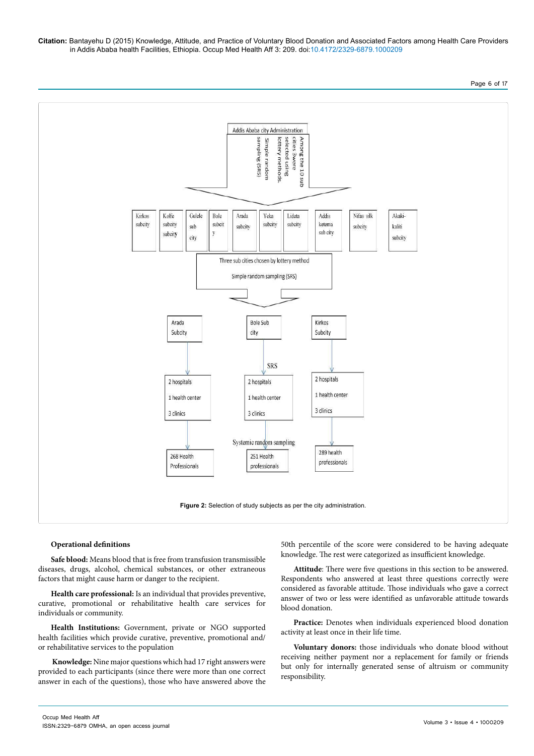Figure 2: Selection of study subjects as per the city administration.

**Operational definitions**

**Safe blood:** Means blood that is free from transfusion transmissible diseases, drugs, alcohol, chemical substances, or other extraneous factors that might cause harm or danger to the recipient.

**Health care professional:** Is an individual that provides preventive, curative, promotional or rehabilitative health care services for individuals or community.

**Health Institutions:** Government, private or NGO supported health facilities which provide curative, preventive, promotional and/or rehabilitative services to the population

**Knowledge:** Nine major questions which had 17 right answers were provided to each participants (since there were more than one correct answer in each of the questions), those who have answered above the 50th percentile of the score were considered to be having adequate knowledge. The rest were categorized as insufficient knowledge.

**Attitude**: There were five questions in this section to be answered. Respondents who answered at least three questions correctly were considered as favorable attitude. Those individuals who gave a correct answer of two or less were identified as unfavorable attitude towards blood donation.

**Practice:** Denotes when individuals experienced blood donation activity at least once in their life time.

**Voluntary donors:** those individuals who donate blood without receiving neither payment nor a replacement for family or friends but only for internally generated sense of altruism or community responsibility.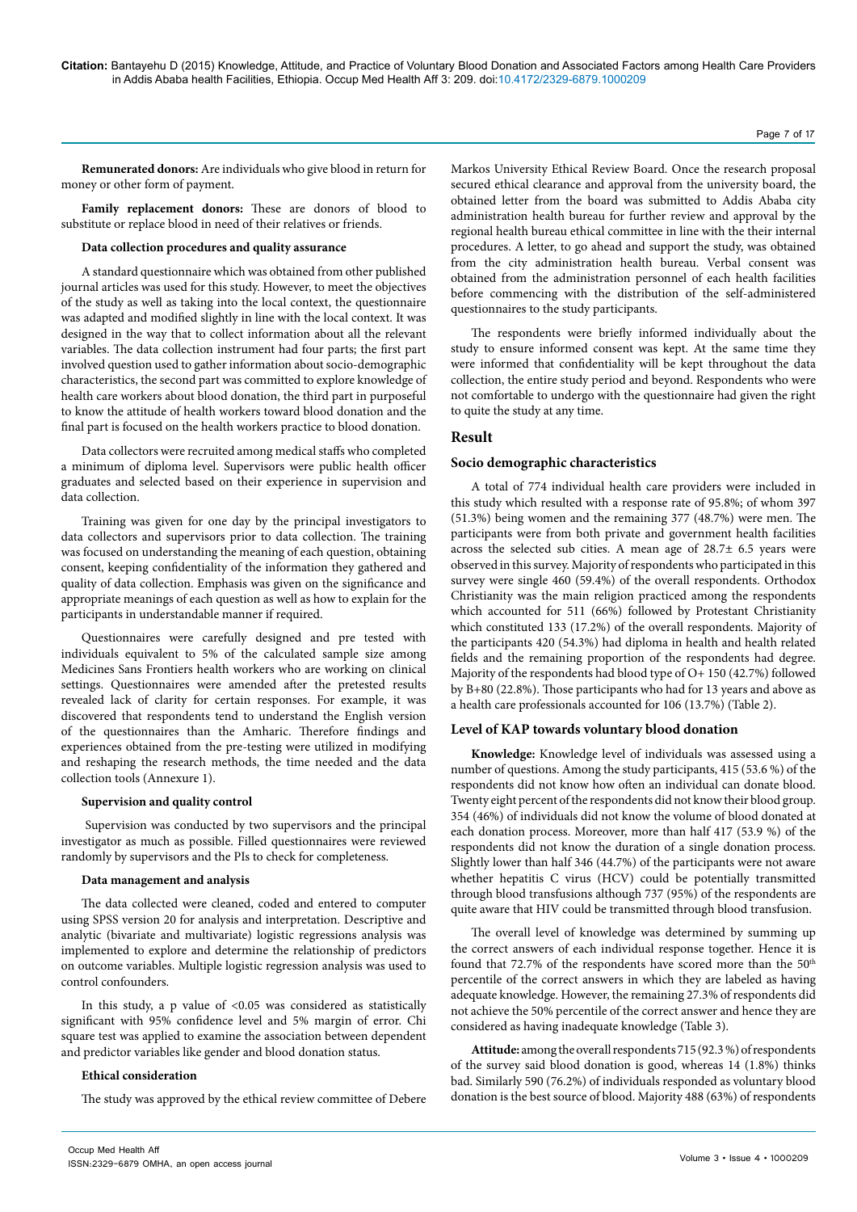**Remunerated donors:** Are individuals who give blood in return for money or other form of payment.

**Family replacement donors:** These are donors of blood to substitute or replace blood in need of their relatives or friends.

**Data collection procedures and quality assurance**

A standard questionnaire which was obtained from other published journal articles was used for this study. However, to meet the objectives of the study as well as taking into the local context, the questionnaire was adapted and modified slightly in line with the local context. It was designed in the way that to collect information about all the relevant variables. The data collection instrument had four parts; the first part involved question used to gather information about socio-demographic characteristics, the second part was committed to explore knowledge of health care workers about blood donation, the third part in purposeful to know the attitude of health workers toward blood donation and the final part is focused on the health workers practice to blood donation.

Data collectors were recruited among medical staffs who completed a minimum of diploma level. Supervisors were public health officer graduates and selected based on their experience in supervision and data collection.

Training was given for one day by the principal investigators to data collectors and supervisors prior to data collection. The training was focused on understanding the meaning of each question, obtaining consent, keeping confidentiality of the information they gathered and quality of data collection. Emphasis was given on the significance and appropriate meanings of each question as well as how to explain for the participants in understandable manner if required.

Questionnaires were carefully designed and pre tested with individuals equivalent to 5% of the calculated sample size among Medicines Sans Frontiers health workers who are working on clinical settings. Questionnaires were amended after the pretested results revealed lack of clarity for certain responses. For example, it was discovered that respondents tend to understand the English version of the questionnaires than the Amharic. Therefore findings and experiences obtained from the pre-testing were utilized in modifying and reshaping the research methods, the time needed and the data collection tools (Annexure 1).

**Supervision and quality control**

Supervision was conducted by two supervisors and the principal investigator as much as possible. Filled questionnaires were reviewed randomly by supervisors and the PIs to check for completeness.

**Data management and analysis**

The data collected were cleaned, coded and entered to computer using SPSS version 20 for analysis and interpretation. Descriptive and analytic (bivariate and multivariate) logistic regressions analysis was implemented to explore and determine the relationship of predictors on outcome variables. Multiple logistic regression analysis was used to control confounders.

In this study, a p value of $<0.05$ was considered as statistically significant with 95% confidence level and 5% margin of error. Chi square test was applied to examine the association between dependent and predictor variables like gender and blood donation status.

**Ethical consideration**

The study was approved by the ethical review committee of Debere Markos University Ethical Review Board. Once the research proposal secured ethical clearance and approval from the university board, the obtained letter from the board was submitted to Addis Ababa city administration health bureau for further review and approval by the regional health bureau ethical committee in line with the their internal procedures. A letter, to go ahead and support the study, was obtained from the city administration health bureau. Verbal consent was obtained from the administration personnel of each health facilities before commencing with the distribution of the self-administered questionnaires to the study participants.

The respondents were briefly informed individually about the study to ensure informed consent was kept. At the same time they were informed that confidentiality will be kept throughout the data collection, the entire study period and beyond. Respondents who were not comfortable to undergo with the questionnaire had given the right to quite the study at any time.

## Result

### Socio demographic characteristics

A total of 774 individual health care providers were included in this study which resulted with a response rate of 95.8%; of whom 397 (51.3%) being women and the remaining 377 (48.7%) were men. The participants were from both private and government health facilities across the selected sub cities. A mean age of 28.7± 6.5 years were observed in this survey. Majority of respondents who participated in this survey were single 460 (59.4%) of the overall respondents. Orthodox Christianity was the main religion practiced among the respondents which accounted for 511 (66%) followed by Protestant Christianity which constituted 133 (17.2%) of the overall respondents. Majority of the participants 420 (54.3%) had diploma in health and health related fields and the remaining proportion of the respondents had degree. Majority of the respondents had blood type of O+ 150 (42.7%) followed by B+80 (22.8%). Those participants who had for 13 years and above as a health care professionals accounted for 106 (13.7%) (Table 2).

### Level of KAP towards voluntary blood donation

**Knowledge:** Knowledge level of individuals was assessed using a number of questions. Among the study participants, 415 (53.6 %) of the respondents did not know how often an individual can donate blood. Twenty eight percent of the respondents did not know their blood group. 354 (46%) of individuals did not know the volume of blood donated at each donation process. Moreover, more than half 417 (53.9 %) of the respondents did not know the duration of a single donation process. Slightly lower than half 346 (44.7%) of the participants were not aware whether hepatitis C virus (HCV) could be potentially transmitted through blood transfusions although 737 (95%) of the respondents are quite aware that HIV could be transmitted through blood transfusion.

The overall level of knowledge was determined by summing up the correct answers of each individual response together. Hence it is found that 72.7% of the respondents have scored more than the 50th percentile of the correct answers in which they are labeled as having adequate knowledge. However, the remaining 27.3% of respondents did not achieve the 50% percentile of the correct answer and hence they are considered as having inadequate knowledge (Table 3).

**Attitude:** among the overall respondents 715 (92.3 %) of respondents of the survey said blood donation is good, whereas 14 (1.8%) thinks bad. Similarly 590 (76.2%) of individuals responded as voluntary blood donation is the best source of blood. Majority 488 (63%) of respondents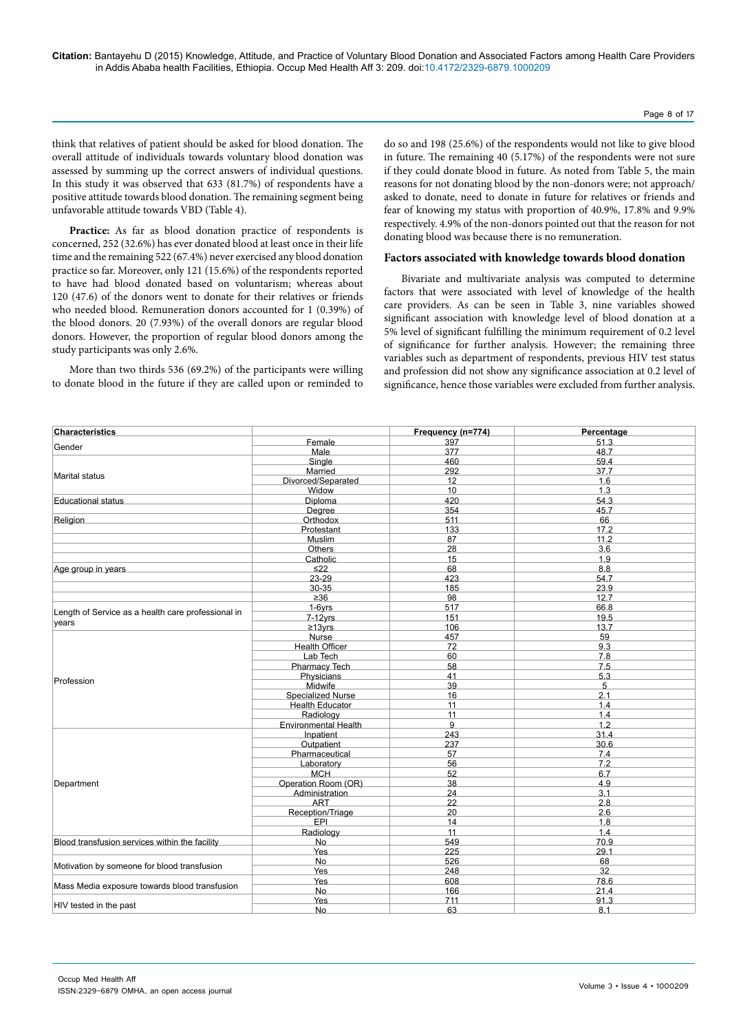think that relatives of patient should be asked for blood donation. The overall attitude of individuals towards voluntary blood donation was assessed by summing up the correct answers of individual questions. In this study it was observed that 633 (81.7%) of respondents have a positive attitude towards blood donation. The remaining segment being unfavorable attitude towards VBD (Table 4).

**Practice:** As far as blood donation practice of respondents is concerned, 252 (32.6%) has ever donated blood at least once in their life time and the remaining 522 (67.4%) never exercised any blood donation practice so far. Moreover, only 121 (15.6%) of the respondents reported to have had blood donated based on voluntarism; whereas about 120 (47.6) of the donors went to donate for their relatives or friends who needed blood. Remuneration donors accounted for 1 (0.39%) of the blood donors. 20 (7.93%) of the overall donors are regular blood donors. However, the proportion of regular blood donors among the study participants was only 2.6%.

More than two thirds 536 (69.2%) of the participants were willing to donate blood in the future if they are called upon or reminded to do so and 198 (25.6%) of the respondents would not like to give blood in future. The remaining 40 (5.17%) of the respondents were not sure if they could donate blood in future. As noted from Table 5, the main reasons for not donating blood by the non-donors were; not approach/asked to donate, need to donate in future for relatives or friends and fear of knowing my status with proportion of 40.9%, 17.8% and 9.9% respectively. 4.9% of the non-donors pointed out that the reason for not donating blood was because there is no remuneration.

### Factors associated with knowledge towards blood donation

Bivariate and multivariate analysis was computed to determine factors that were associated with level of knowledge of the health care providers. As can be seen in Table 3, nine variables showed significant association with knowledge level of blood donation at a 5% level of significant fulfilling the minimum requirement of 0.2 level of significance for further analysis. However; the remaining three variables such as department of respondents, previous HIV test status and profession did not show any significance association at 0.2 level of significance, hence those variables were excluded from further analysis.

| Characteristics | | Frequency (n=774) | Percentage |
|---|---|---|---|
| Gender | Female | 397 | 51.3 |
| | Male | 377 | 48.7 |
| Marital status | Single | 460 | 59.4 |
| | Married | 292 | 37.7 |
| | Divorced/Separated | 12 | 1.6 |
| | Widow | 10 | 1.3 |
| Educational status | Diploma | 420 | 54.3 |
| | Degree | 354 | 45.7 |
| Religion | Orthodox | 511 | 66 |
| | Protestant | 133 | 17.2 |
| | Muslim | 87 | 11.2 |
| | Others | 28 | 3.6 |
| | Catholic | 15 | 1.9 |
| Age group in years | ≤22 | 68 | 8.8 |
| | 23-29 | 423 | 54.7 |
| | 30-35 | 185 | 23.9 |
| | ≥36 | 98 | 12.7 |
| Length of Service as a health care professional in years | 1-6yrs | 517 | 66.8 |
| | 7-12yrs | 151 | 19.5 |
| | ≥13yrs | 106 | 13.7 |
| Profession | Nurse | 457 | 59 |
| | Health Officer | 72 | 9.3 |
| | Lab Tech | 60 | 7.8 |
| | Pharmacy Tech | 58 | 7.5 |
| | Physicians | 41 | 5.3 |
| | Midwife | 39 | 5 |
| | Specialized Nurse | 16 | 2.1 |
| | Health Educator | 11 | 1.4 |
| | Radiology | 11 | 1.4 |
| | Environmental Health | 9 | 1.2 |
| Department | Inpatient | 243 | 31.4 |
| | Outpatient | 237 | 30.6 |
| | Pharmaceutical | 57 | 7.4 |
| | Laboratory | 56 | 7.2 |
| | MCH | 52 | 6.7 |
| | Operation Room (OR) | 38 | 4.9 |
| | Administration | 24 | 3.1 |
| | ART | 22 | 2.8 |
| | Reception/Triage | 20 | 2.6 |
| | EPI | 14 | 1.8 |
| | Radiology | 11 | 1.4 |
| Blood transfusion services within the facility | No | 549 | 70.9 |
| | Yes | 225 | 29.1 |
| Motivation by someone for blood transfusion | No | 526 | 68 |
| | Yes | 248 | 32 |
| Mass Media exposure towards blood transfusion | Yes | 608 | 78.6 |
| | No | 166 | 21.4 |
| HIV tested in the past | Yes | 711 | 91.3 |
| | No | 63 | 8.1 |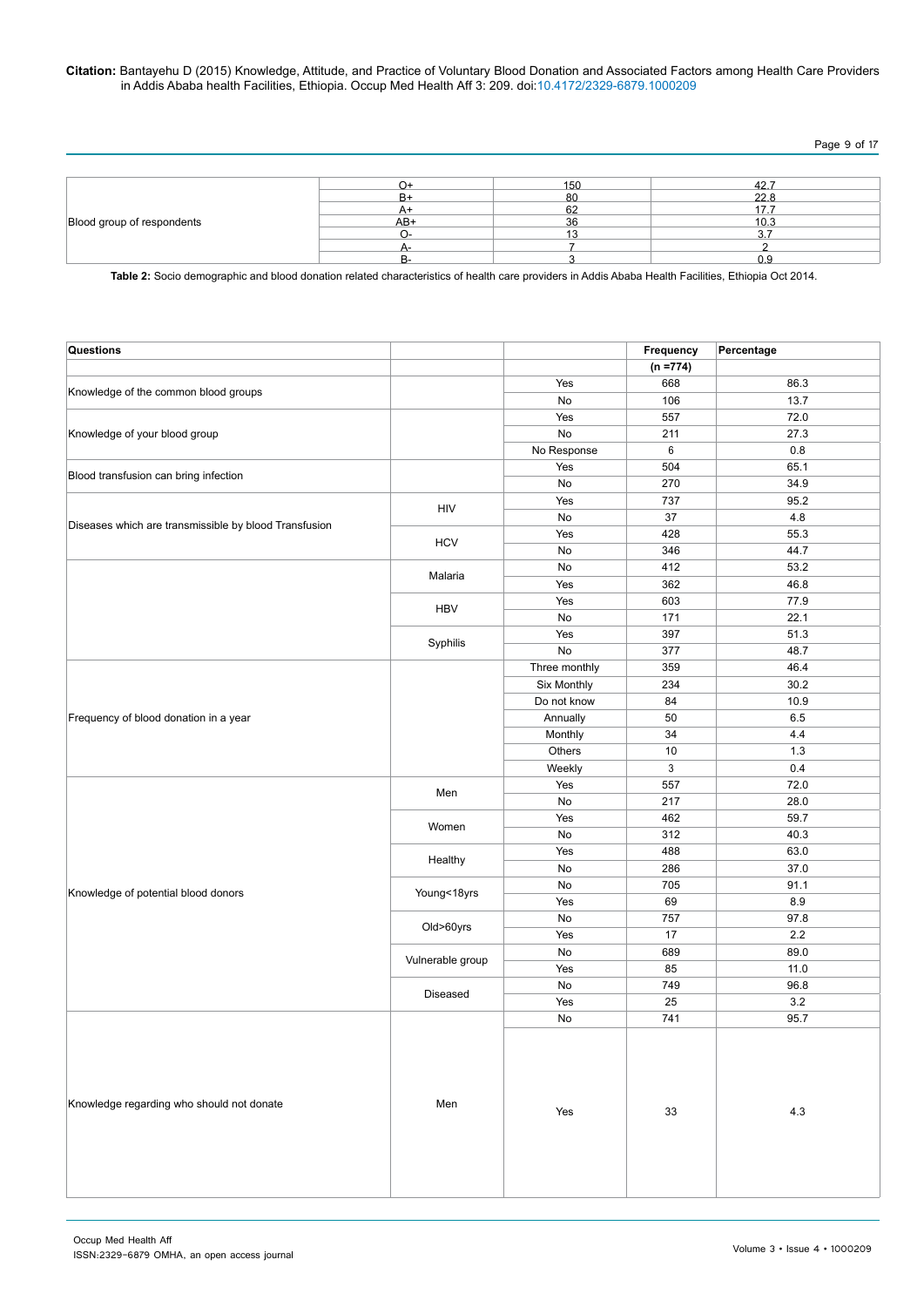| | | | |
|---|---|---|---|
| Blood group of respondents | O+ | 150 | 42.7 |
| | B+ | 80 | 22.8 |
| | A+ | 62 | 17.7 |
| | AB+ | 36 | 10.3 |
| | O- | 13 | 3.7 |
| | A- | 7 | 2 |
| | B- | 3 | 0.9 |

**Table 2:** Socio demographic and blood donation related characteristics of health care providers in Addis Ababa Health Facilities, Ethiopia Oct 2014.

| Questions | | | Frequency | Percentage |
|---|---|---|---|---|
| | | | (n =774) | |
| Knowledge of the common blood groups | | Yes | 668 | 86.3 |
| | | No | 106 | 13.7 |
| Knowledge of your blood group | | Yes | 557 | 72.0 |
| | | No | 211 | 27.3 |
| | | No Response | 6 | 0.8 |
| Blood transfusion can bring infection | | Yes | 504 | 65.1 |
| | | No | 270 | 34.9 |
| Diseases which are transmissible by blood Transfusion | HIV | Yes | 737 | 95.2 |
| | | No | 37 | 4.8 |
| | HCV | Yes | 428 | 55.3 |
| | | No | 346 | 44.7 |
| | Malaria | No | 412 | 53.2 |
| | | Yes | 362 | 46.8 |
| | HBV | Yes | 603 | 77.9 |
| | | No | 171 | 22.1 |
| | Syphilis | Yes | 397 | 51.3 |
| | | No | 377 | 48.7 |
| Frequency of blood donation in a year | | Three monthly | 359 | 46.4 |
| | | Six Monthly | 234 | 30.2 |
| | | Do not know | 84 | 10.9 |
| | | Annually | 50 | 6.5 |
| | | Monthly | 34 | 4.4 |
| | | Others | 10 | 1.3 |
| | | Weekly | 3 | 0.4 |
| Knowledge of potential blood donors | Men | Yes | 557 | 72.0 |
| | | No | 217 | 28.0 |
| | Women | Yes | 462 | 59.7 |
| | | No | 312 | 40.3 |
| | Healthy | Yes | 488 | 63.0 |
| | | No | 286 | 37.0 |
| | Young<18yrs | No | 705 | 91.1 |
| | | Yes | 69 | 8.9 |
| | Old>60yrs | No | 757 | 97.8 |
| | | Yes | 17 | 2.2 |
| | Vulnerable group | No | 689 | 89.0 |
| | | Yes | 85 | 11.0 |
| | Diseased | No | 749 | 96.8 |
| | | Yes | 25 | 3.2 |
| Knowledge regarding who should not donate | Men | No | 741 | 95.7 |
| | | Yes | 33 | 4.3 |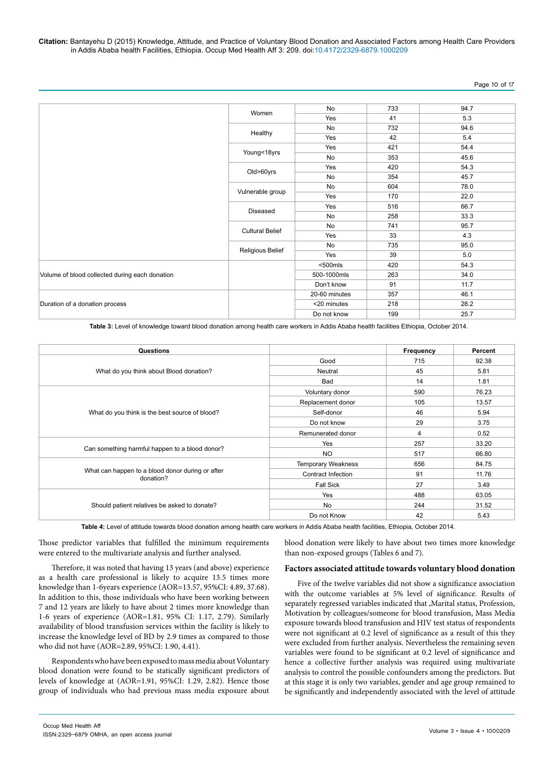| | | | | |
|---|---|---|---|---|
| | Women | No | 733 | 94.7 |
| | | Yes | 41 | 5.3 |
| | Healthy | No | 732 | 94.6 |
| | | Yes | 42 | 5.4 |
| | Young<18yrs | Yes | 421 | 54.4 |
| | | No | 353 | 45.6 |
| | Old>60yrs | Yes | 420 | 54.3 |
| | | No | 354 | 45.7 |
| | Vulnerable group | No | 604 | 78.0 |
| | | Yes | 170 | 22.0 |
| | Diseased | Yes | 516 | 66.7 |
| | | No | 258 | 33.3 |
| | Cultural Belief | No | 741 | 95.7 |
| | | Yes | 33 | 4.3 |
| | Religious Belief | No | 735 | 95.0 |
| | | Yes | 39 | 5.0 |
| Volume of blood collected during each donation | | <500mls | 420 | 54.3 |
| | | 500-1000mls | 263 | 34.0 |
| | | Don't know | 91 | 11.7 |
| Duration of a donation process | | 20-60 minutes | 357 | 46.1 |
| | | <20 minutes | 218 | 28.2 |
| | | Do not know | 199 | 25.7 |

**Table 3:** Level of knowledge toward blood donation among health care workers in Addis Ababa health facilities Ethiopia, October 2014.

| Questions | | Frequency | Percent |
|---|---|---|---|
| What do you think about Blood donation? | Good | 715 | 92.38 |
| | Neutral | 45 | 5.81 |
| | Bad | 14 | 1.81 |
| What do you think is the best source of blood? | Voluntary donor | 590 | 76.23 |
| | Replacement donor | 105 | 13.57 |
| | Self-donor | 46 | 5.94 |
| | Do not know | 29 | 3.75 |
| | Remunerated donor | 4 | 0.52 |
| Can something harmful happen to a blood donor? | Yes | 257 | 33.20 |
| | NO | 517 | 66.80 |
| What can happen to a blood donor during or after donation? | Temporary Weakness | 656 | 84.75 |
| | Contract Infection | 91 | 11.76 |
| | Fall Sick | 27 | 3.49 |
| Should patient relatives be asked to donate? | Yes | 488 | 63.05 |
| | No | 244 | 31.52 |
| | Do not Know | 42 | 5.43 |

**Table 4:** Level of attitude towards blood donation among health care workers in Addis Ababa health facilities, Ethiopia, October 2014.

Those predictor variables that fulfilled the minimum requirements were entered to the multivariate analysis and further analysed.

Therefore, it was noted that having 13 years (and above) experience as a health care professional is likely to acquire 13.5 times more knowledge than 1-6years experience (AOR=13.57, 95%CI: 4.89, 37.68). In addition to this, those individuals who have been working between 7 and 12 years are likely to have about 2 times more knowledge than 1-6 years of experience (AOR=1.81, 95% CI: 1.17, 2.79). Similarly availability of blood transfusion services within the facility is likely to increase the knowledge level of BD by 2.9 times as compared to those who did not have (AOR=2.89, 95%CI: 1.90, 4.41).

Respondents who have been exposed to mass media about Voluntary blood donation were found to be statically significant predictors of levels of knowledge at (AOR=1.91, 95%CI: 1.29, 2.82). Hence those group of individuals who had previous mass media exposure about blood donation were likely to have about two times more knowledge than non-exposed groups (Tables 6 and 7).

### Factors associated attitude towards voluntary blood donation

Five of the twelve variables did not show a significance association with the outcome variables at 5% level of significance. Results of separately regressed variables indicated that ,Marital status, Profession, Motivation by colleagues/someone for blood transfusion, Mass Media exposure towards blood transfusion and HIV test status of respondents were not significant at 0.2 level of significance as a result of this they were excluded from further analysis. Nevertheless the remaining seven variables were found to be significant at 0.2 level of significance and hence a collective further analysis was required using multivariate analysis to control the possible confounders among the predictors. But at this stage it is only two variables, gender and age group remained to be significantly and independently associated with the level of attitude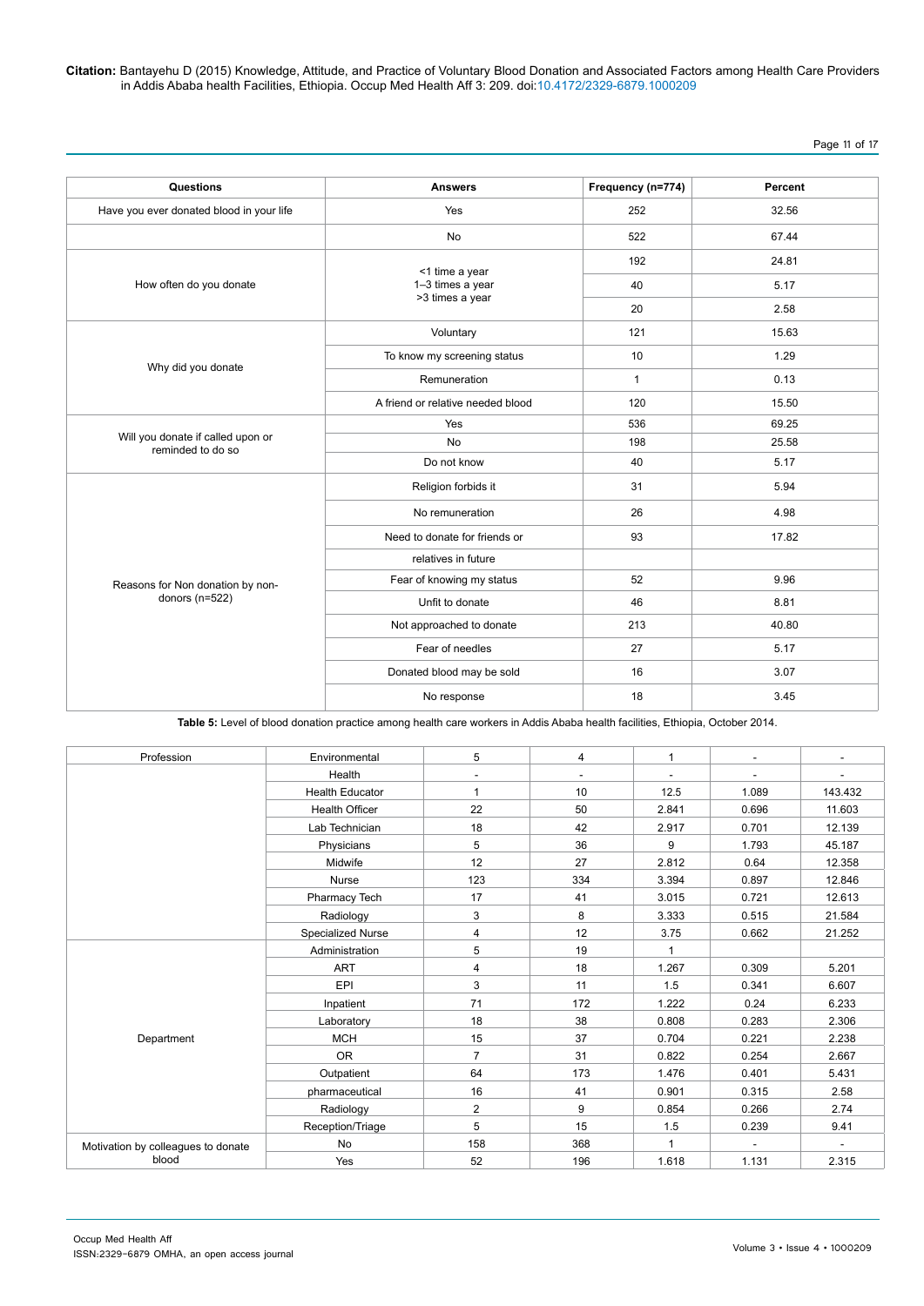| Questions | Answers | Frequency (n=774) | Percent |
|---|---|---|---|
| Have you ever donated blood in your life | Yes | 252 | 32.56 |
| | No | 522 | 67.44 |
| How often do you donate | <1 time a year | 192 | 24.81 |
| | 1–3 times a year | 40 | 5.17 |
| | >3 times a year | 20 | 2.58 |
| Why did you donate | Voluntary | 121 | 15.63 |
| | To know my screening status | 10 | 1.29 |
| | Remuneration | 1 | 0.13 |
| | A friend or relative needed blood | 120 | 15.50 |
| Will you donate if called upon or reminded to do so | Yes | 536 | 69.25 |
| | No | 198 | 25.58 |
| | Do not know | 40 | 5.17 |
| Reasons for Non donation by non-donors (n=522) | Religion forbids it | 31 | 5.94 |
| | No remuneration | 26 | 4.98 |
| | Need to donate for friends or relatives in future | 93 | 17.82 |
| | Fear of knowing my status | 52 | 9.96 |
| | Unfit to donate | 46 | 8.81 |
| | Not approached to donate | 213 | 40.80 |
| | Fear of needles | 27 | 5.17 |
| | Donated blood may be sold | 16 | 3.07 |
| | No response | 18 | 3.45 |

**Table 5:** Level of blood donation practice among health care workers in Addis Ababa health facilities, Ethiopia, October 2014.

| | | | | | | |
|---|---|---|---|---|---|---|
| Profession | Environmental | 5 | 4 | 1 | - | - |
| | Health | - | - | - | - | - |
| | Health Educator | 1 | 10 | 12.5 | 1.089 | 143.432 |
| | Health Officer | 22 | 50 | 2.841 | 0.696 | 11.603 |
| | Lab Technician | 18 | 42 | 2.917 | 0.701 | 12.139 |
| | Physicians | 5 | 36 | 9 | 1.793 | 45.187 |
| | Midwife | 12 | 27 | 2.812 | 0.64 | 12.358 |
| | Nurse | 123 | 334 | 3.394 | 0.897 | 12.846 |
| | Pharmacy Tech | 17 | 41 | 3.015 | 0.721 | 12.613 |
| | Radiology | 3 | 8 | 3.333 | 0.515 | 21.584 |
| | Specialized Nurse | 4 | 12 | 3.75 | 0.662 | 21.252 |
| Department | Administration | 5 | 19 | 1 | | |
| | ART | 4 | 18 | 1.267 | 0.309 | 5.201 |
| | EPI | 3 | 11 | 1.5 | 0.341 | 6.607 |
| | Inpatient | 71 | 172 | 1.222 | 0.24 | 6.233 |
| | Laboratory | 18 | 38 | 0.808 | 0.283 | 2.306 |
| | MCH | 15 | 37 | 0.704 | 0.221 | 2.238 |
| | OR | 7 | 31 | 0.822 | 0.254 | 2.667 |
| | Outpatient | 64 | 173 | 1.476 | 0.401 | 5.431 |
| | pharmaceutical | 16 | 41 | 0.901 | 0.315 | 2.58 |
| | Radiology | 2 | 9 | 0.854 | 0.266 | 2.74 |
| | Reception/Triage | 5 | 15 | 1.5 | 0.239 | 9.41 |
| Motivation by colleagues to donate blood | No | 158 | 368 | 1 | - | - |
| | Yes | 52 | 196 | 1.618 | 1.131 | 2.315 |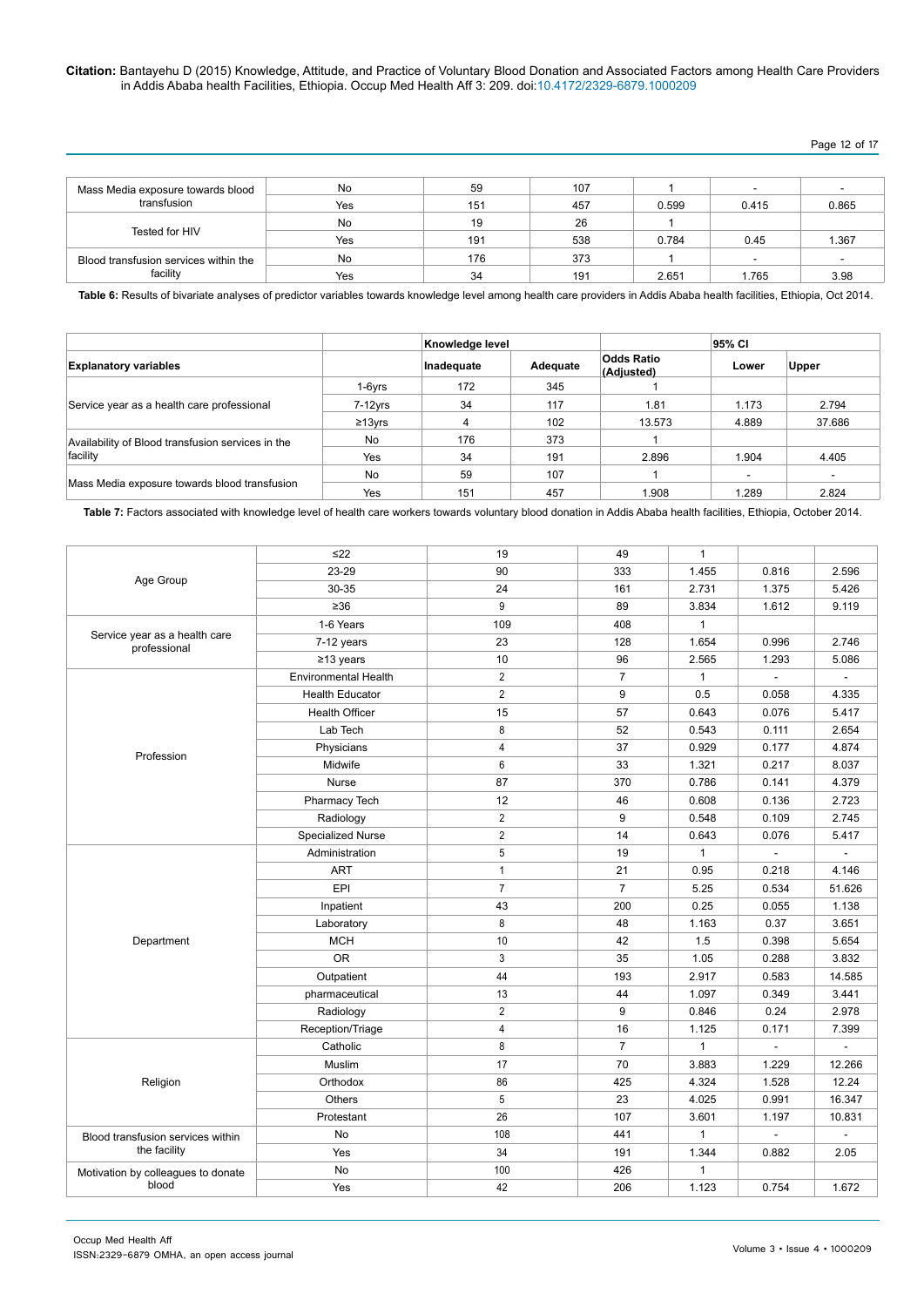| | | | | | | |
|---|---|---|---|---|---|---|
| Mass Media exposure towards blood transfusion | No | 59 | 107 | 1 | - | - |
| | Yes | 151 | 457 | 0.599 | 0.415 | 0.865 |
| Tested for HIV | No | 19 | 26 | 1 | | |
| | Yes | 191 | 538 | 0.784 | 0.45 | 1.367 |
| Blood transfusion services within the facility | No | 176 | 373 | 1 | - | - |
| | Yes | 34 | 191 | 2.651 | 1.765 | 3.98 |

**Table 6:** Results of bivariate analyses of predictor variables towards knowledge level among health care providers in Addis Ababa health facilities, Ethiopia, Oct 2014.

| | | Knowledge level | | | 95% CI | |
|---|---|---|---|---|---|---|
| Explanatory variables | | Inadequate | Adequate | Odds Ratio (Adjusted) | Lower | Upper |
| Service year as a health care professional | 1-6yrs | 172 | 345 | 1 | | |
| | 7-12yrs | 34 | 117 | 1.81 | 1.173 | 2.794 |
| | ≥13yrs | 4 | 102 | 13.573 | 4.889 | 37.686 |
| Availability of Blood transfusion services in the facility | No | 176 | 373 | 1 | | |
| | Yes | 34 | 191 | 2.896 | 1.904 | 4.405 |
| Mass Media exposure towards blood transfusion | No | 59 | 107 | 1 | - | - |
| | Yes | 151 | 457 | 1.908 | 1.289 | 2.824 |

**Table 7:** Factors associated with knowledge level of health care workers towards voluntary blood donation in Addis Ababa health facilities, Ethiopia, October 2014.

| | | | | | | |
|---|---|---|---|---|---|---|
| Age Group | ≤22 | 19 | 49 | 1 | | |
| | 23-29 | 90 | 333 | 1.455 | 0.816 | 2.596 |
| | 30-35 | 24 | 161 | 2.731 | 1.375 | 5.426 |
| | ≥36 | 9 | 89 | 3.834 | 1.612 | 9.119 |
| Service year as a health care professional | 1-6 Years | 109 | 408 | 1 | | |
| | 7-12 years | 23 | 128 | 1.654 | 0.996 | 2.746 |
| | ≥13 years | 10 | 96 | 2.565 | 1.293 | 5.086 |
| Profession | Environmental Health | 2 | 7 | 1 | - | - |
| | Health Educator | 2 | 9 | 0.5 | 0.058 | 4.335 |
| | Health Officer | 15 | 57 | 0.643 | 0.076 | 5.417 |
| | Lab Tech | 8 | 52 | 0.543 | 0.111 | 2.654 |
| | Physicians | 4 | 37 | 0.929 | 0.177 | 4.874 |
| | Midwife | 6 | 33 | 1.321 | 0.217 | 8.037 |
| | Nurse | 87 | 370 | 0.786 | 0.141 | 4.379 |
| | Pharmacy Tech | 12 | 46 | 0.608 | 0.136 | 2.723 |
| | Radiology | 2 | 9 | 0.548 | 0.109 | 2.745 |
| | Specialized Nurse | 2 | 14 | 0.643 | 0.076 | 5.417 |
| Department | Administration | 5 | 19 | 1 | - | - |
| | ART | 1 | 21 | 0.95 | 0.218 | 4.146 |
| | EPI | 7 | 7 | 5.25 | 0.534 | 51.626 |
| | Inpatient | 43 | 200 | 0.25 | 0.055 | 1.138 |
| | Laboratory | 8 | 48 | 1.163 | 0.37 | 3.651 |
| | MCH | 10 | 42 | 1.5 | 0.398 | 5.654 |
| | OR | 3 | 35 | 1.05 | 0.288 | 3.832 |
| | Outpatient | 44 | 193 | 2.917 | 0.583 | 14.585 |
| | pharmaceutical | 13 | 44 | 1.097 | 0.349 | 3.441 |
| | Radiology | 2 | 9 | 0.846 | 0.24 | 2.978 |
| | Reception/Triage | 4 | 16 | 1.125 | 0.171 | 7.399 |
| Religion | Catholic | 8 | 7 | 1 | - | - |
| | Muslim | 17 | 70 | 3.883 | 1.229 | 12.266 |
| | Orthodox | 86 | 425 | 4.324 | 1.528 | 12.24 |
| | Others | 5 | 23 | 4.025 | 0.991 | 16.347 |
| | Protestant | 26 | 107 | 3.601 | 1.197 | 10.831 |
| Blood transfusion services within the facility | No | 108 | 441 | 1 | - | - |
| | Yes | 34 | 191 | 1.344 | 0.882 | 2.05 |
| Motivation by colleagues to donate blood | No | 100 | 426 | 1 | | |
| | Yes | 42 | 206 | 1.123 | 0.754 | 1.672 |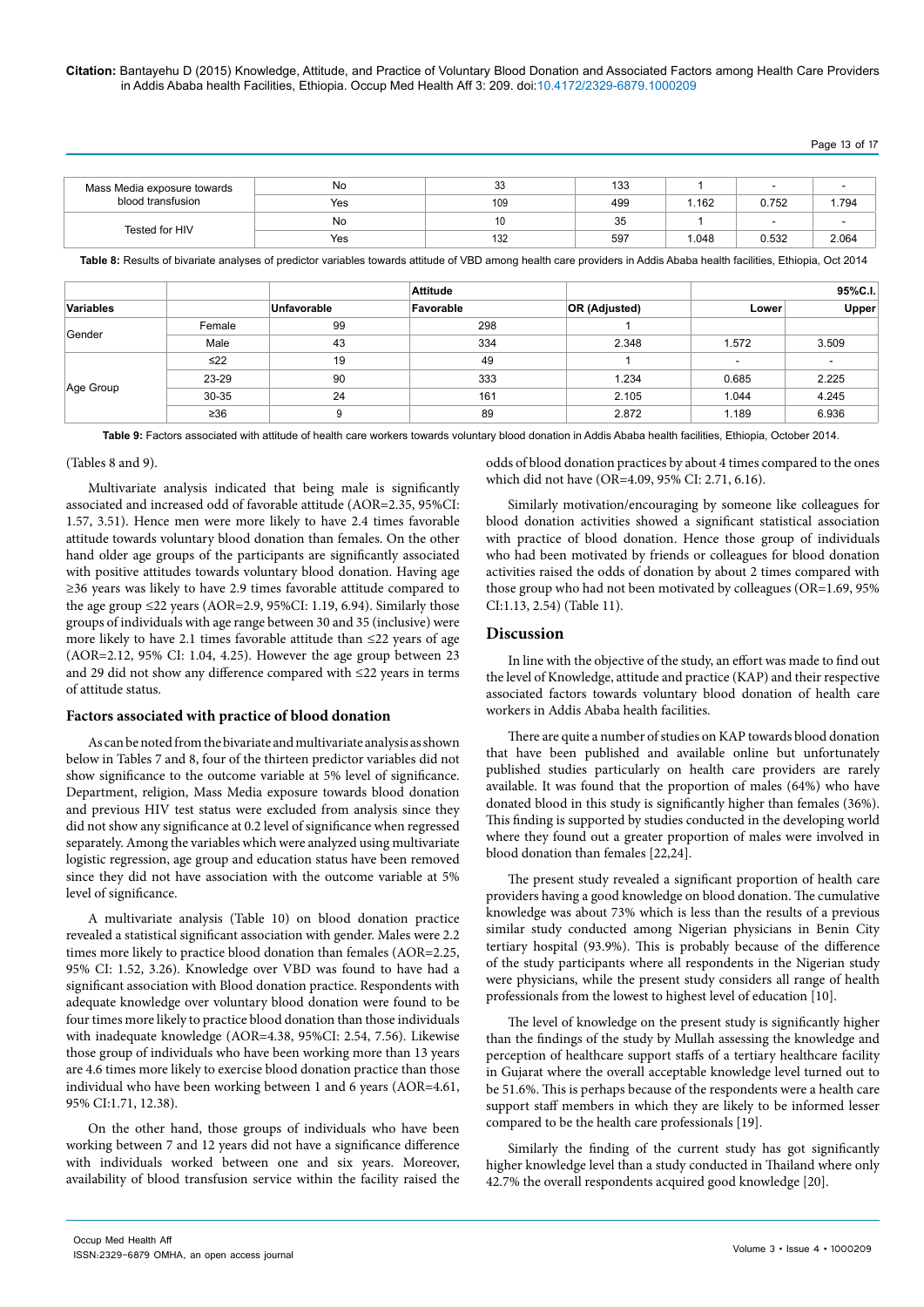| | | | | | | |
|---|---|---|---|---|---|---|
| Mass Media exposure towards blood transfusion | No | 33 | 133 | 1 | - | - |
| | Yes | 109 | 499 | 1.162 | 0.752 | 1.794 |
| Tested for HIV | No | 10 | 35 | 1 | - | - |
| | Yes | 132 | 597 | 1.048 | 0.532 | 2.064 |

**Table 8:** Results of bivariate analyses of predictor variables towards attitude of VBD among health care providers in Addis Ababa health facilities, Ethiopia, Oct 2014

| | | Attitude | | | 95%C.I. | |
|---|---|---|---|---|---|---|
| **Variables** | | **Unfavorable** | **Favorable** | **OR (Adjusted)** | **Lower** | **Upper** |
| Gender | Female | 99 | 298 | 1 | | |
| | Male | 43 | 334 | 2.348 | 1.572 | 3.509 |
| Age Group | ≤22 | 19 | 49 | 1 | - | - |
| | 23-29 | 90 | 333 | 1.234 | 0.685 | 2.225 |
| | 30-35 | 24 | 161 | 2.105 | 1.044 | 4.245 |
| | ≥36 | 9 | 89 | 2.872 | 1.189 | 6.936 |

**Table 9:** Factors associated with attitude of health care workers towards voluntary blood donation in Addis Ababa health facilities, Ethiopia, October 2014.

(Tables 8 and 9).

Multivariate analysis indicated that being male is significantly associated and increased odd of favorable attitude (AOR=2.35, 95%CI: 1.57, 3.51). Hence men were more likely to have 2.4 times favorable attitude towards voluntary blood donation than females. On the other hand older age groups of the participants are significantly associated with positive attitudes towards voluntary blood donation. Having age ≥36 years was likely to have 2.9 times favorable attitude compared to the age group ≤22 years (AOR=2.9, 95%CI: 1.19, 6.94). Similarly those groups of individuals with age range between 30 and 35 (inclusive) were more likely to have 2.1 times favorable attitude than ≤22 years of age (AOR=2.12, 95% CI: 1.04, 4.25). However the age group between 23 and 29 did not show any difference compared with ≤22 years in terms of attitude status.

### Factors associated with practice of blood donation

As can be noted from the bivariate and multivariate analysis as shown below in Tables 7 and 8, four of the thirteen predictor variables did not show significance to the outcome variable at 5% level of significance. Department, religion, Mass Media exposure towards blood donation and previous HIV test status were excluded from analysis since they did not show any significance at 0.2 level of significance when regressed separately. Among the variables which were analyzed using multivariate logistic regression, age group and education status have been removed since they did not have association with the outcome variable at 5% level of significance.

A multivariate analysis (Table 10) on blood donation practice revealed a statistical significant association with gender. Males were 2.2 times more likely to practice blood donation than females (AOR=2.25, 95% CI: 1.52, 3.26). Knowledge over VBD was found to have had a significant association with Blood donation practice. Respondents with adequate knowledge over voluntary blood donation were found to be four times more likely to practice blood donation than those individuals with inadequate knowledge (AOR=4.38, 95%CI: 2.54, 7.56). Likewise those group of individuals who have been working more than 13 years are 4.6 times more likely to exercise blood donation practice than those individual who have been working between 1 and 6 years (AOR=4.61, 95% CI:1.71, 12.38).

On the other hand, those groups of individuals who have been working between 7 and 12 years did not have a significance difference with individuals worked between one and six years. Moreover, availability of blood transfusion service within the facility raised the odds of blood donation practices by about 4 times compared to the ones which did not have (OR=4.09, 95% CI: 2.71, 6.16).

Similarly motivation/encouraging by someone like colleagues for blood donation activities showed a significant statistical association with practice of blood donation. Hence those group of individuals who had been motivated by friends or colleagues for blood donation activities raised the odds of donation by about 2 times compared with those group who had not been motivated by colleagues (OR=1.69, 95% CI:1.13, 2.54) (Table 11).

## Discussion

In line with the objective of the study, an effort was made to find out the level of Knowledge, attitude and practice (KAP) and their respective associated factors towards voluntary blood donation of health care workers in Addis Ababa health facilities.

There are quite a number of studies on KAP towards blood donation that have been published and available online but unfortunately published studies particularly on health care providers are rarely available. It was found that the proportion of males (64%) who have donated blood in this study is significantly higher than females (36%). This finding is supported by studies conducted in the developing world where they found out a greater proportion of males were involved in blood donation than females [22,24].

The present study revealed a significant proportion of health care providers having a good knowledge on blood donation. The cumulative knowledge was about 73% which is less than the results of a previous similar study conducted among Nigerian physicians in Benin City tertiary hospital (93.9%). This is probably because of the difference of the study participants where all respondents in the Nigerian study were physicians, while the present study considers all range of health professionals from the lowest to highest level of education [10].

The level of knowledge on the present study is significantly higher than the findings of the study by Mullah assessing the knowledge and perception of healthcare support staffs of a tertiary healthcare facility in Gujarat where the overall acceptable knowledge level turned out to be 51.6%. This is perhaps because of the respondents were a health care support staff members in which they are likely to be informed lesser compared to be the health care professionals [19].

Similarly the finding of the current study has got significantly higher knowledge level than a study conducted in Thailand where only 42.7% the overall respondents acquired good knowledge [20].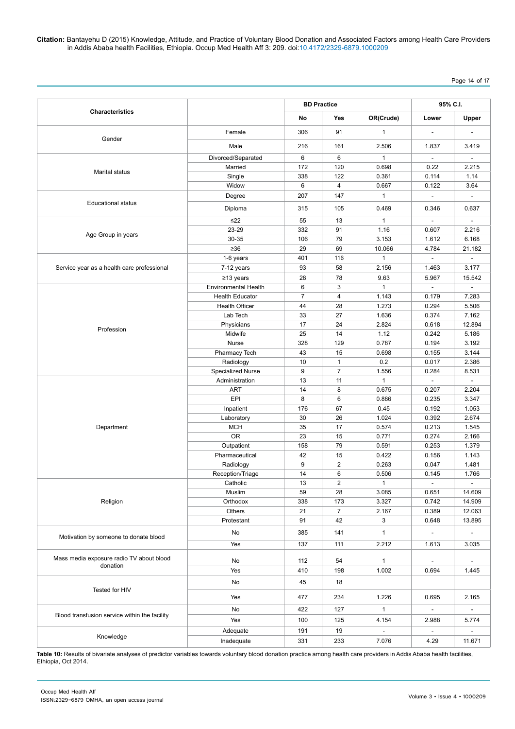| Characteristics | | BD Practice | | OR(Crude) | 95% C.I. | |
|---|---|---|---|---|---|---|
| | | No | Yes | | Lower | Upper |
| Gender | Female | 306 | 91 | 1 | - | - |
| | Male | 216 | 161 | 2.506 | 1.837 | 3.419 |
| Marital status | Divorced/Separated | 6 | 6 | 1 | - | - |
| | Married | 172 | 120 | 0.698 | 0.22 | 2.215 |
| | Single | 338 | 122 | 0.361 | 0.114 | 1.14 |
| | Widow | 6 | 4 | 0.667 | 0.122 | 3.64 |
| Educational status | Degree | 207 | 147 | 1 | - | - |
| | Diploma | 315 | 105 | 0.469 | 0.346 | 0.637 |
| Age Group in years | ≤22 | 55 | 13 | 1 | - | - |
| | 23-29 | 332 | 91 | 1.16 | 0.607 | 2.216 |
| | 30-35 | 106 | 79 | 3.153 | 1.612 | 6.168 |
| | ≥36 | 29 | 69 | 10.066 | 4.784 | 21.182 |
| Service year as a health care professional | 1-6 years | 401 | 116 | 1 | - | - |
| | 7-12 years | 93 | 58 | 2.156 | 1.463 | 3.177 |
| | ≥13 years | 28 | 78 | 9.63 | 5.967 | 15.542 |
| Profession | Environmental Health | 6 | 3 | 1 | - | - |
| | Health Educator | 7 | 4 | 1.143 | 0.179 | 7.283 |
| | Health Officer | 44 | 28 | 1.273 | 0.294 | 5.506 |
| | Lab Tech | 33 | 27 | 1.636 | 0.374 | 7.162 |
| | Physicians | 17 | 24 | 2.824 | 0.618 | 12.894 |
| | Midwife | 25 | 14 | 1.12 | 0.242 | 5.186 |
| | Nurse | 328 | 129 | 0.787 | 0.194 | 3.192 |
| | Pharmacy Tech | 43 | 15 | 0.698 | 0.155 | 3.144 |
| | Radiology | 10 | 1 | 0.2 | 0.017 | 2.386 |
| | Specialized Nurse | 9 | 7 | 1.556 | 0.284 | 8.531 |
| Department | Administration | 13 | 11 | 1 | - | - |
| | ART | 14 | 8 | 0.675 | 0.207 | 2.204 |
| | EPI | 8 | 6 | 0.886 | 0.235 | 3.347 |
| | Inpatient | 176 | 67 | 0.45 | 0.192 | 1.053 |
| | Laboratory | 30 | 26 | 1.024 | 0.392 | 2.674 |
| | MCH | 35 | 17 | 0.574 | 0.213 | 1.545 |
| | OR | 23 | 15 | 0.771 | 0.274 | 2.166 |
| | Outpatient | 158 | 79 | 0.591 | 0.253 | 1.379 |
| | Pharmaceutical | 42 | 15 | 0.422 | 0.156 | 1.143 |
| | Radiology | 9 | 2 | 0.263 | 0.047 | 1.481 |
| | Reception/Triage | 14 | 6 | 0.506 | 0.145 | 1.766 |
| Religion | Catholic | 13 | 2 | 1 | - | - |
| | Muslim | 59 | 28 | 3.085 | 0.651 | 14.609 |
| | Orthodox | 338 | 173 | 3.327 | 0.742 | 14.909 |
| | Others | 21 | 7 | 2.167 | 0.389 | 12.063 |
| | Protestant | 91 | 42 | 3 | 0.648 | 13.895 |
| Motivation by someone to donate blood | No | 385 | 141 | 1 | - | - |
| | Yes | 137 | 111 | 2.212 | 1.613 | 3.035 |
| Mass media exposure radio TV about blood donation | No | 112 | 54 | 1 | - | - |
| | Yes | 410 | 198 | 1.002 | 0.694 | 1.445 |
| Tested for HIV | No | 45 | 18 | | | |
| | Yes | 477 | 234 | 1.226 | 0.695 | 2.165 |
| Blood transfusion service within the facility | No | 422 | 127 | 1 | - | - |
| | Yes | 100 | 125 | 4.154 | 2.988 | 5.774 |
| Knowledge | Adequate | 191 | 19 | - | - | - |
| | Inadequate | 331 | 233 | 7.076 | 4.29 | 11.671 |

**Table 10:** Results of bivariate analyses of predictor variables towards voluntary blood donation practice among health care providers in Addis Ababa health facilities, Ethiopia, Oct 2014.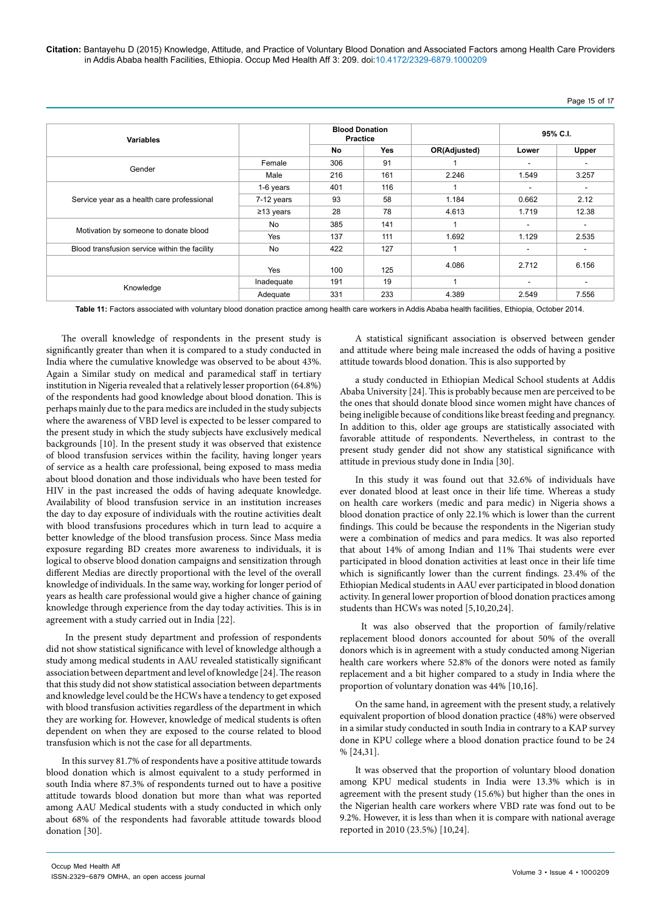| Variables | | Blood Donation Practice | | OR(Adjusted) | 95% C.I. | |
|---|---|---|---|---|---|---|
| | | No | Yes | | Lower | Upper |
| Gender | Female | 306 | 91 | 1 | - | - |
| | Male | 216 | 161 | 2.246 | 1.549 | 3.257 |
| Service year as a health care professional | 1-6 years | 401 | 116 | 1 | - | - |
| | 7-12 years | 93 | 58 | 1.184 | 0.662 | 2.12 |
| | ≥13 years | 28 | 78 | 4.613 | 1.719 | 12.38 |
| Motivation by someone to donate blood | No | 385 | 141 | 1 | - | - |
| | Yes | 137 | 111 | 1.692 | 1.129 | 2.535 |
| Blood transfusion service within the facility | No | 422 | 127 | 1 | - | - |
| | Yes | 100 | 125 | 4.086 | 2.712 | 6.156 |
| Knowledge | Inadequate | 191 | 19 | 1 | - | - |
| | Adequate | 331 | 233 | 4.389 | 2.549 | 7.556 |

**Table 11:** Factors associated with voluntary blood donation practice among health care workers in Addis Ababa health facilities, Ethiopia, October 2014.

The overall knowledge of respondents in the present study is significantly greater than when it is compared to a study conducted in India where the cumulative knowledge was observed to be about 43%. Again a Similar study on medical and paramedical staff in tertiary institution in Nigeria revealed that a relatively lesser proportion (64.8%) of the respondents had good knowledge about blood donation. This is perhaps mainly due to the para medics are included in the study subjects where the awareness of VBD level is expected to be lesser compared to the present study in which the study subjects have exclusively medical backgrounds [10]. In the present study it was observed that existence of blood transfusion services within the facility, having longer years of service as a health care professional, being exposed to mass media about blood donation and those individuals who have been tested for HIV in the past increased the odds of having adequate knowledge. Availability of blood transfusion service in an institution increases the day to day exposure of individuals with the routine activities dealt with blood transfusions procedures which in turn lead to acquire a better knowledge of the blood transfusion process. Since Mass media exposure regarding BD creates more awareness to individuals, it is logical to observe blood donation campaigns and sensitization through different Medias are directly proportional with the level of the overall knowledge of individuals. In the same way, working for longer period of years as health care professional would give a higher chance of gaining knowledge through experience from the day today activities. This is in agreement with a study carried out in India [22].

In the present study department and profession of respondents did not show statistical significance with level of knowledge although a study among medical students in AAU revealed statistically significant association between department and level of knowledge [24]. The reason that this study did not show statistical association between departments and knowledge level could be the HCWs have a tendency to get exposed with blood transfusion activities regardless of the department in which they are working for. However, knowledge of medical students is often dependent on when they are exposed to the course related to blood transfusion which is not the case for all departments.

In this survey 81.7% of respondents have a positive attitude towards blood donation which is almost equivalent to a study performed in south India where 87.3% of respondents turned out to have a positive attitude towards blood donation but more than what was reported among AAU Medical students with a study conducted in which only about 68% of the respondents had favorable attitude towards blood donation [30].

A statistical significant association is observed between gender and attitude where being male increased the odds of having a positive attitude towards blood donation. This is also supported by

a study conducted in Ethiopian Medical School students at Addis Ababa University [24]. This is probably because men are perceived to be the ones that should donate blood since women might have chances of being ineligible because of conditions like breast feeding and pregnancy. In addition to this, older age groups are statistically associated with favorable attitude of respondents. Nevertheless, in contrast to the present study gender did not show any statistical significance with attitude in previous study done in India [30].

In this study it was found out that 32.6% of individuals have ever donated blood at least once in their life time. Whereas a study on health care workers (medic and para medic) in Nigeria shows a blood donation practice of only 22.1% which is lower than the current findings. This could be because the respondents in the Nigerian study were a combination of medics and para medics. It was also reported that about 14% of among Indian and 11% Thai students were ever participated in blood donation activities at least once in their life time which is significantly lower than the current findings. 23.4% of the Ethiopian Medical students in AAU ever participated in blood donation activity. In general lower proportion of blood donation practices among students than HCWs was noted [5,10,20,24].

It was also observed that the proportion of family/relative replacement blood donors accounted for about 50% of the overall donors which is in agreement with a study conducted among Nigerian health care workers where 52.8% of the donors were noted as family replacement and a bit higher compared to a study in India where the proportion of voluntary donation was 44% [10,16].

On the same hand, in agreement with the present study, a relatively equivalent proportion of blood donation practice (48%) were observed in a similar study conducted in south India in contrary to a KAP survey done in KPU college where a blood donation practice found to be 24 % [24,31].

It was observed that the proportion of voluntary blood donation among KPU medical students in India were 13.3% which is in agreement with the present study (15.6%) but higher than the ones in the Nigerian health care workers where VBD rate was fond out to be 9.2%. However, it is less than when it is compare with national average reported in 2010 (23.5%) [10,24].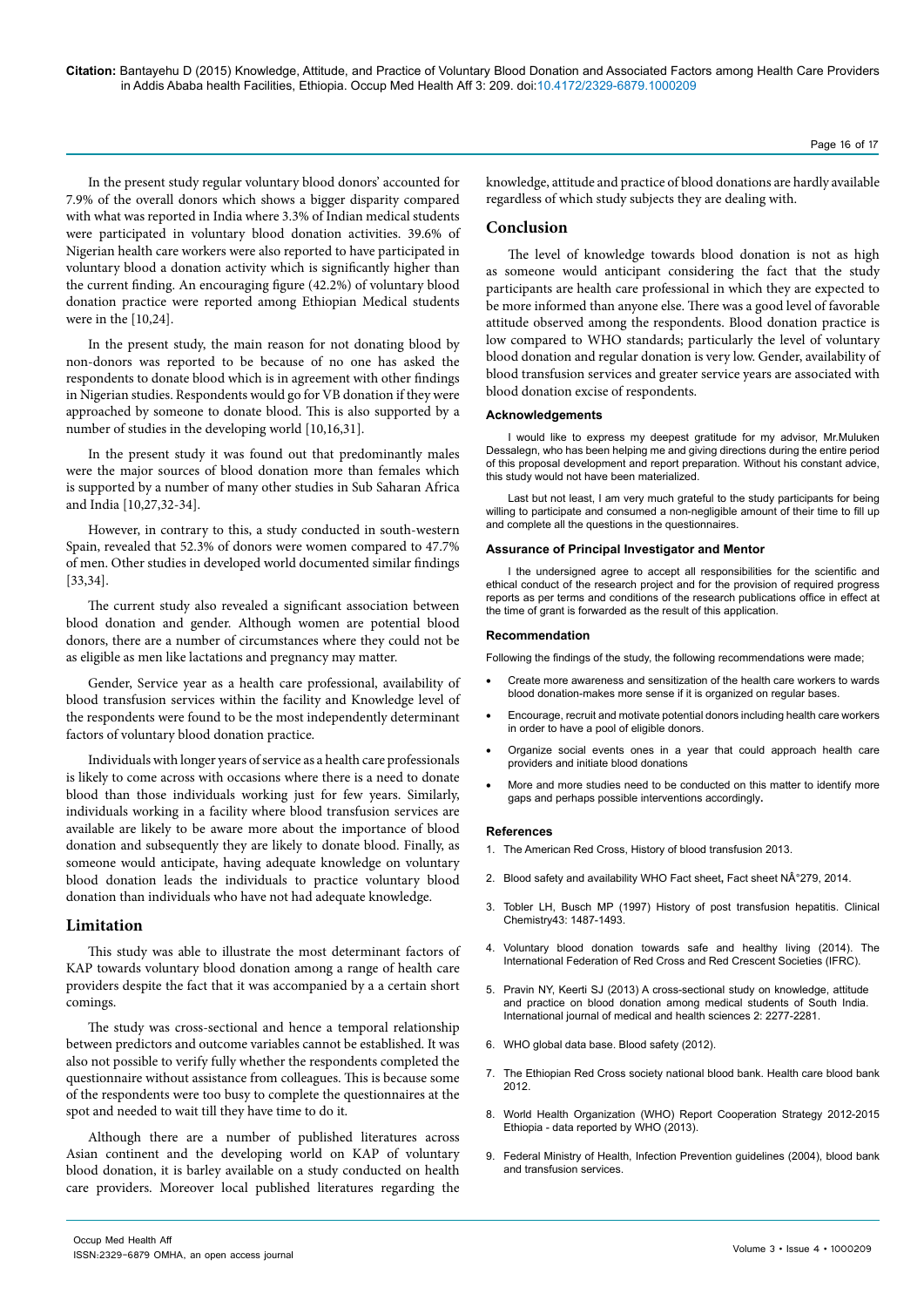In the present study regular voluntary blood donors' accounted for 7.9% of the overall donors which shows a bigger disparity compared with what was reported in India where 3.3% of Indian medical students were participated in voluntary blood donation activities. 39.6% of Nigerian health care workers were also reported to have participated in voluntary blood a donation activity which is significantly higher than the current finding. An encouraging figure (42.2%) of voluntary blood donation practice were reported among Ethiopian Medical students were in the [10,24].

In the present study, the main reason for not donating blood by non-donors was reported to be because of no one has asked the respondents to donate blood which is in agreement with other findings in Nigerian studies. Respondents would go for VB donation if they were approached by someone to donate blood. This is also supported by a number of studies in the developing world [10,16,31].

In the present study it was found out that predominantly males were the major sources of blood donation more than females which is supported by a number of many other studies in Sub Saharan Africa and India [10,27,32-34].

However, in contrary to this, a study conducted in south-western Spain, revealed that 52.3% of donors were women compared to 47.7% of men. Other studies in developed world documented similar findings [33,34].

The current study also revealed a significant association between blood donation and gender. Although women are potential blood donors, there are a number of circumstances where they could not be as eligible as men like lactations and pregnancy may matter.

Gender, Service year as a health care professional, availability of blood transfusion services within the facility and Knowledge level of the respondents were found to be the most independently determinant factors of voluntary blood donation practice.

Individuals with longer years of service as a health care professionals is likely to come across with occasions where there is a need to donate blood than those individuals working just for few years. Similarly, individuals working in a facility where blood transfusion services are available are likely to be aware more about the importance of blood donation and subsequently they are likely to donate blood. Finally, as someone would anticipate, having adequate knowledge on voluntary blood donation leads the individuals to practice voluntary blood donation than individuals who have not had adequate knowledge.

## Limitation

This study was able to illustrate the most determinant factors of KAP towards voluntary blood donation among a range of health care providers despite the fact that it was accompanied by a a certain short comings.

The study was cross-sectional and hence a temporal relationship between predictors and outcome variables cannot be established. It was also not possible to verify fully whether the respondents completed the questionnaire without assistance from colleagues. This is because some of the respondents were too busy to complete the questionnaires at the spot and needed to wait till they have time to do it.

Although there are a number of published literatures across Asian continent and the developing world on KAP of voluntary blood donation, it is barley available on a study conducted on health care providers. Moreover local published literatures regarding the knowledge, attitude and practice of blood donations are hardly available regardless of which study subjects they are dealing with.

## Conclusion

The level of knowledge towards blood donation is not as high as someone would anticipant considering the fact that the study participants are health care professional in which they are expected to be more informed than anyone else. There was a good level of favorable attitude observed among the respondents. Blood donation practice is low compared to WHO standards; particularly the level of voluntary blood donation and regular donation is very low. Gender, availability of blood transfusion services and greater service years are associated with blood donation excise of respondents.

### Acknowledgements

I would like to express my deepest gratitude for my advisor, Mr.Muluken Dessalegn, who has been helping me and giving directions during the entire period of this proposal development and report preparation. Without his constant advice, this study would not have been materialized.

Last but not least, I am very much grateful to the study participants for being willing to participate and consumed a non-negligible amount of their time to fill up and complete all the questions in the questionnaires.

### Assurance of Principal Investigator and Mentor

I the undersigned agree to accept all responsibilities for the scientific and ethical conduct of the research project and for the provision of required progress reports as per terms and conditions of the research publications office in effect at the time of grant is forwarded as the result of this application.

### Recommendation

Following the findings of the study, the following recommendations were made;

- Create more awareness and sensitization of the health care workers to wards blood donation-makes more sense if it is organized on regular bases.
- Encourage, recruit and motivate potential donors including health care workers in order to have a pool of eligible donors.
- Organize social events ones in a year that could approach health care providers and initiate blood donations
- More and more studies need to be conducted on this matter to identify more gaps and perhaps possible interventions accordingly.

### References

1. The American Red Cross, History of blood transfusion 2013.
2. Blood safety and availability WHO Fact sheet, Fact sheet NÂ°279, 2014.
3. Tobler LH, Busch MP (1997) History of post transfusion hepatitis. Clinical Chemistry43: 1487-1493.
4. Voluntary blood donation towards safe and healthy living (2014). The International Federation of Red Cross and Red Crescent Societies (IFRC).
5. Pravin NY, Keerti SJ (2013) A cross-sectional study on knowledge, attitude and practice on blood donation among medical students of South India. International journal of medical and health sciences 2: 2277-2281.
6. WHO global data base. Blood safety (2012).
7. The Ethiopian Red Cross society national blood bank. Health care blood bank 2012.
8. World Health Organization (WHO) Report Cooperation Strategy 2012-2015 Ethiopia - data reported by WHO (2013).
9. Federal Ministry of Health, Infection Prevention guidelines (2004), blood bank and transfusion services.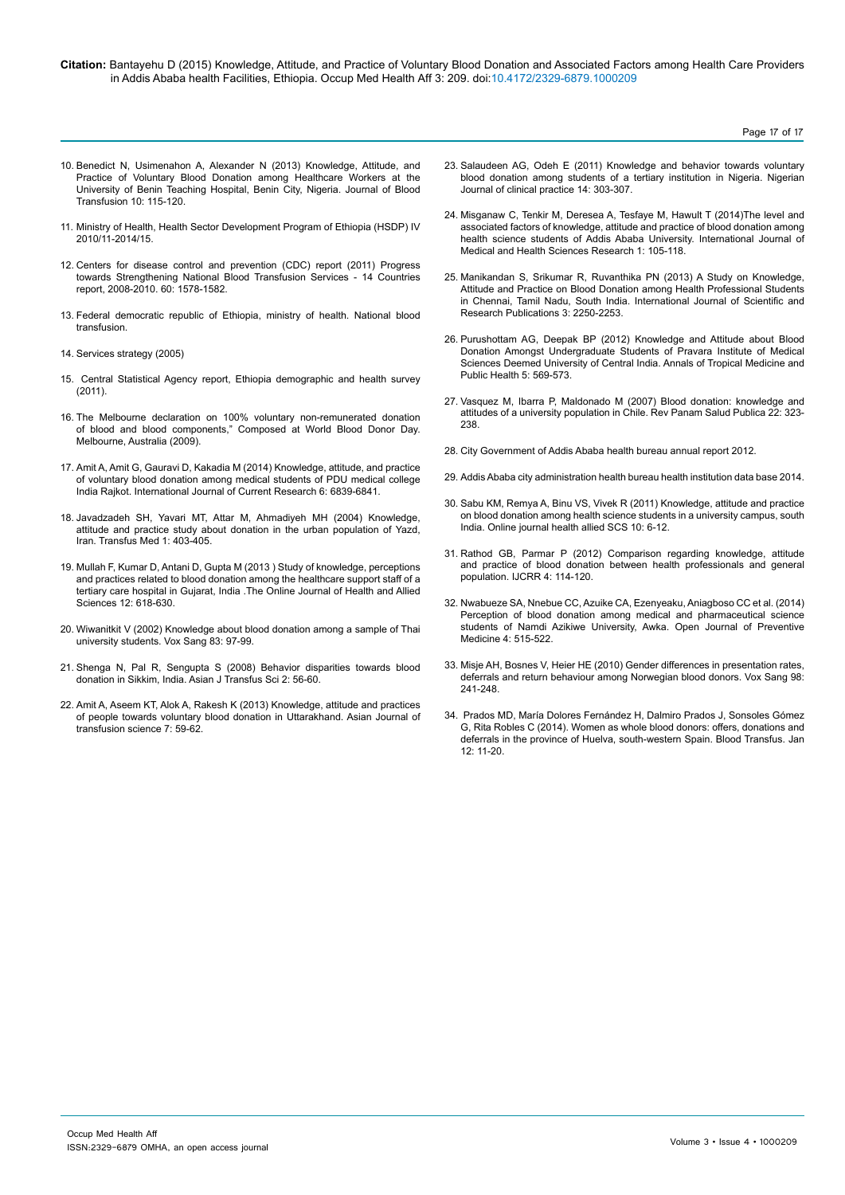10. Benedict N, Usimenahon A, Alexander N (2013) Knowledge, Attitude, and Practice of Voluntary Blood Donation among Healthcare Workers at the University of Benin Teaching Hospital, Benin City, Nigeria. Journal of Blood Transfusion 10: 115-120.

11. Ministry of Health, Health Sector Development Program of Ethiopia (HSDP) IV 2010/11-2014/15.

12. Centers for disease control and prevention (CDC) report (2011) Progress towards Strengthening National Blood Transfusion Services - 14 Countries report, 2008-2010. 60: 1578-1582.

13. Federal democratic republic of Ethiopia, ministry of health. National blood transfusion.

14. Services strategy (2005)

15. Central Statistical Agency report, Ethiopia demographic and health survey (2011).

16. The Melbourne declaration on 100% voluntary non-remunerated donation of blood and blood components," Composed at World Blood Donor Day. Melbourne, Australia (2009).

17. Amit A, Amit G, Gauravi D, Kakadia M (2014) Knowledge, attitude, and practice of voluntary blood donation among medical students of PDU medical college India Rajkot. International Journal of Current Research 6: 6839-6841.

18. Javadzadeh SH, Yavari MT, Attar M, Ahmadiyeh MH (2004) Knowledge, attitude and practice study about donation in the urban population of Yazd, Iran. Transfus Med 1: 403-405.

19. Mullah F, Kumar D, Antani D, Gupta M (2013 ) Study of knowledge, perceptions and practices related to blood donation among the healthcare support staff of a tertiary care hospital in Gujarat, India .The Online Journal of Health and Allied Sciences 12: 618-630.

20. Wiwanitkit V (2002) Knowledge about blood donation among a sample of Thai university students. Vox Sang 83: 97-99.

21. Shenga N, Pal R, Sengupta S (2008) Behavior disparities towards blood donation in Sikkim, India. Asian J Transfus Sci 2: 56-60.

22. Amit A, Aseem KT, Alok A, Rakesh K (2013) Knowledge, attitude and practices of people towards voluntary blood donation in Uttarakhand. Asian Journal of transfusion science 7: 59-62.

23. Salaudeen AG, Odeh E (2011) Knowledge and behavior towards voluntary blood donation among students of a tertiary institution in Nigeria. Nigerian Journal of clinical practice 14: 303-307.

24. Misganaw C, Tenkir M, Deresea A, Tesfaye M, Hawult T (2014)The level and associated factors of knowledge, attitude and practice of blood donation among health science students of Addis Ababa University. International Journal of Medical and Health Sciences Research 1: 105-118.

25. Manikandan S, Srikumar R, Ruvanthika PN (2013) A Study on Knowledge, Attitude and Practice on Blood Donation among Health Professional Students in Chennai, Tamil Nadu, South India. International Journal of Scientific and Research Publications 3: 2250-2253.

26. Purushottam AG, Deepak BP (2012) Knowledge and Attitude about Blood Donation Amongst Undergraduate Students of Pravara Institute of Medical Sciences Deemed University of Central India. Annals of Tropical Medicine and Public Health 5: 569-573.

27. Vasquez M, Ibarra P, Maldonado M (2007) Blood donation: knowledge and attitudes of a university population in Chile. Rev Panam Salud Publica 22: 323-238.

28. City Government of Addis Ababa health bureau annual report 2012.

29. Addis Ababa city administration health bureau health institution data base 2014.

30. Sabu KM, Remya A, Binu VS, Vivek R (2011) Knowledge, attitude and practice on blood donation among health science students in a university campus, south India. Online journal health allied SCS 10: 6-12.

31. Rathod GB, Parmar P (2012) Comparison regarding knowledge, attitude and practice of blood donation between health professionals and general population. IJCRR 4: 114-120.

32. Nwabueze SA, Nnebue CC, Azuike CA, Ezenyeaku, Aniagboso CC et al. (2014) Perception of blood donation among medical and pharmaceutical science students of Namdi Azikiwe University, Awka. Open Journal of Preventive Medicine 4: 515-522.

33. Misje AH, Bosnes V, Heier HE (2010) Gender differences in presentation rates, deferrals and return behaviour among Norwegian blood donors. Vox Sang 98: 241-248.

34. Prados MD, María Dolores Fernández H, Dalmiro Prados J, Sonsoles Gómez G, Rita Robles C (2014). Women as whole blood donors: offers, donations and deferrals in the province of Huelva, south-western Spain. Blood Transfus. Jan 12: 11-20.